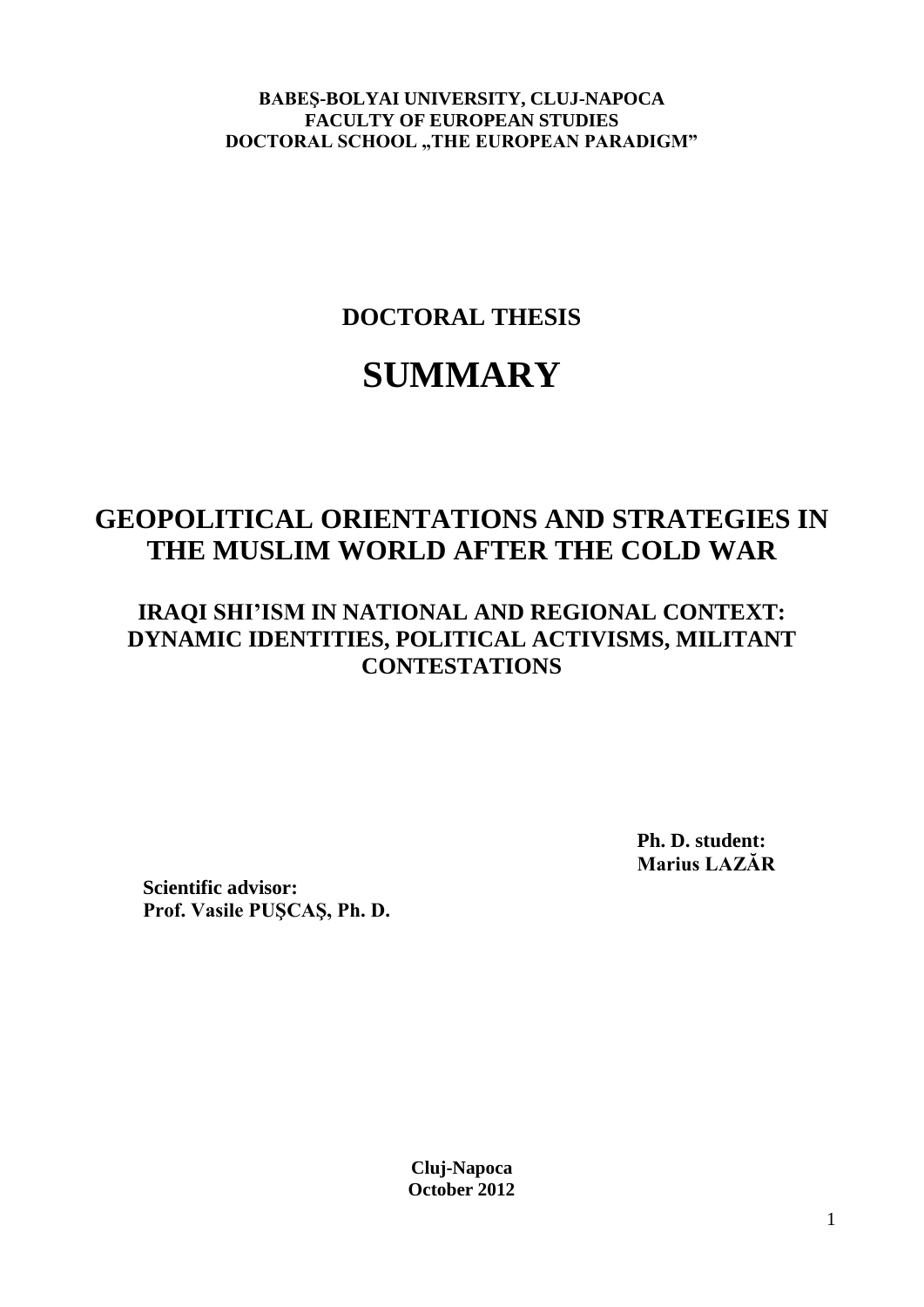**BABEŞ-BOLYAI UNIVERSITY, CLUJ-NAPOCA**
**FACULTY OF EUROPEAN STUDIES**
**DOCTORAL SCHOOL „THE EUROPEAN PARADIGM"**

## DOCTORAL THESIS

# SUMMARY

# GEOPOLITICAL ORIENTATIONS AND STRATEGIES IN THE MUSLIM WORLD AFTER THE COLD WAR

## IRAQI SHI'ISM IN NATIONAL AND REGIONAL CONTEXT: DYNAMIC IDENTITIES, POLITICAL ACTIVISMS, MILITANT CONTESTATIONS

**Ph. D. student:**
**Marius LAZĂR**

**Scientific advisor:**
**Prof. Vasile PUŞCAŞ, Ph. D.**

**Cluj-Napoca**
**October 2012**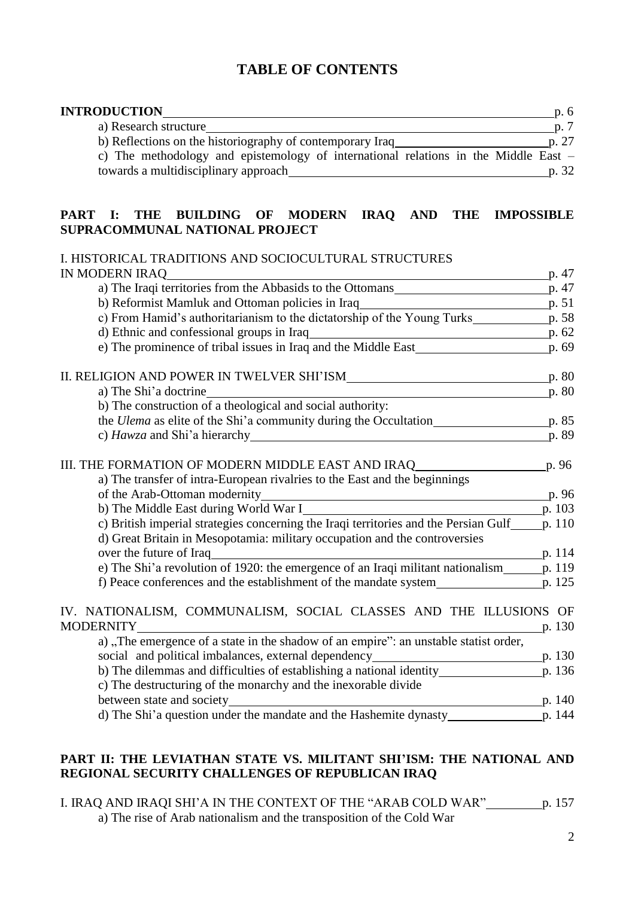# TABLE OF CONTENTS

**INTRODUCTION** p. 6

- a) Research structure p. 7
- b) Reflections on the historiography of contemporary Iraq p. 27
- c) The methodology and epistemology of international relations in the Middle East – towards a multidisciplinary approach p. 32

## PART I: THE BUILDING OF MODERN IRAQ AND THE IMPOSSIBLE SUPRACOMMUNAL NATIONAL PROJECT

I. HISTORICAL TRADITIONS AND SOCIOCULTURAL STRUCTURES IN MODERN IRAQ p. 47

- a) The Iraqi territories from the Abbasids to the Ottomans p. 47
- b) Reformist Mamluk and Ottoman policies in Iraq p. 51
- c) From Hamid's authoritarianism to the dictatorship of the Young Turks p. 58
- d) Ethnic and confessional groups in Iraq p. 62
- e) The prominence of tribal issues in Iraq and the Middle East p. 69

II. RELIGION AND POWER IN TWELVER SHI'ISM p. 80

- a) The Shi'a doctrine p. 80
- b) The construction of a theological and social authority: the *Ulema* as elite of the Shi'a community during the Occultation p. 85
- c) *Hawza* and Shi'a hierarchy p. 89

III. THE FORMATION OF MODERN MIDDLE EAST AND IRAQ p. 96

- a) The transfer of intra-European rivalries to the East and the beginnings of the Arab-Ottoman modernity p. 96
- b) The Middle East during World War I p. 103
- c) British imperial strategies concerning the Iraqi territories and the Persian Gulf p. 110
- d) Great Britain in Mesopotamia: military occupation and the controversies over the future of Iraq p. 114
- e) The Shi'a revolution of 1920: the emergence of an Iraqi militant nationalism p. 119
- f) Peace conferences and the establishment of the mandate system p. 125

IV. NATIONALISM, COMMUNALISM, SOCIAL CLASSES AND THE ILLUSIONS OF MODERNITY p. 130

- a) „The emergence of a state in the shadow of an empire": an unstable statist order, social and political imbalances, external dependency p. 130
- b) The dilemmas and difficulties of establishing a national identity p. 136
- c) The destructuring of the monarchy and the inexorable divide between state and society p. 140
- d) The Shi'a question under the mandate and the Hashemite dynasty p. 144

## PART II: THE LEVIATHAN STATE VS. MILITANT SHI'ISM: THE NATIONAL AND REGIONAL SECURITY CHALLENGES OF REPUBLICAN IRAQ

I. IRAQ AND IRAQI SHI'A IN THE CONTEXT OF THE "ARAB COLD WAR" p. 157

- a) The rise of Arab nationalism and the transposition of the Cold War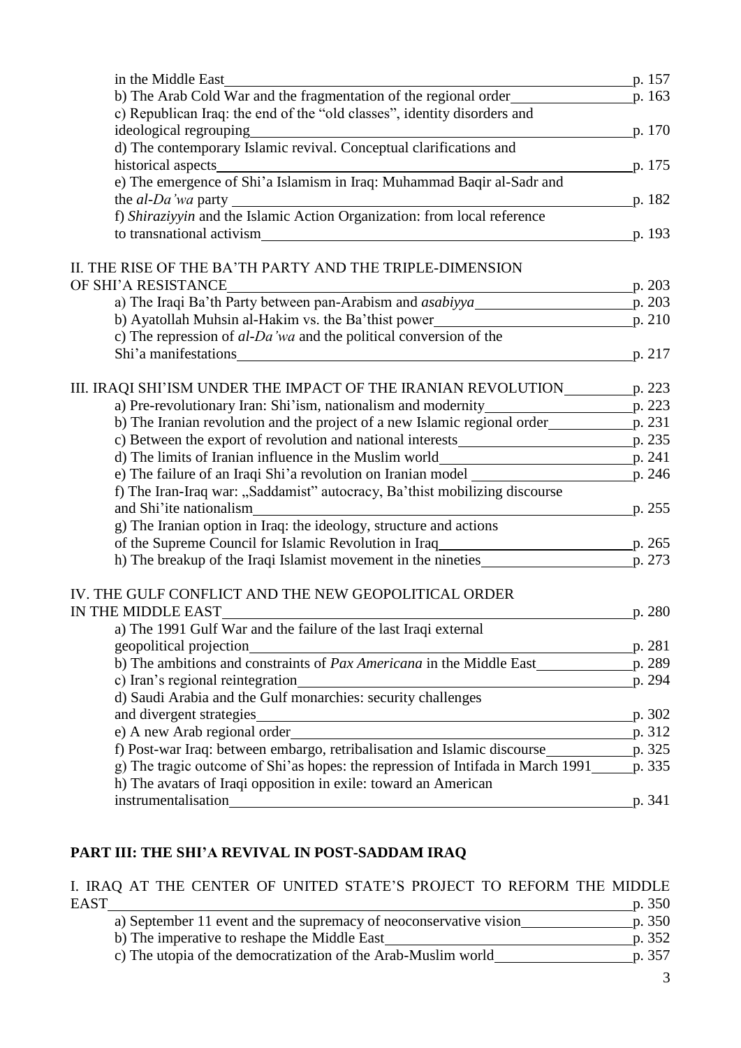in the Middle East p. 157
b) The Arab Cold War and the fragmentation of the regional order p. 163
c) Republican Iraq: the end of the "old classes", identity disorders and ideological regrouping p. 170
d) The contemporary Islamic revival. Conceptual clarifications and historical aspects p. 175
e) The emergence of Shi'a Islamism in Iraq: Muhammad Baqir al-Sadr and the *al-Da'wa* party p. 182
f) *Shiraziyyin* and the Islamic Action Organization: from local reference to transnational activism p. 193

II. THE RISE OF THE BA'TH PARTY AND THE TRIPLE-DIMENSION OF SHI'A RESISTANCE p. 203
a) The Iraqi Ba'th Party between pan-Arabism and *asabiyya* p. 203
b) Ayatollah Muhsin al-Hakim vs. the Ba'thist power p. 210
c) The repression of *al-Da'wa* and the political conversion of the Shi'a manifestations p. 217

III. IRAQI SHI'ISM UNDER THE IMPACT OF THE IRANIAN REVOLUTION p. 223
a) Pre-revolutionary Iran: Shi'ism, nationalism and modernity p. 223
b) The Iranian revolution and the project of a new Islamic regional order p. 231
c) Between the export of revolution and national interests p. 235
d) The limits of Iranian influence in the Muslim world p. 241
e) The failure of an Iraqi Shi'a revolution on Iranian model p. 246
f) The Iran-Iraq war: „Saddamist" autocracy, Ba'thist mobilizing discourse and Shi'ite nationalism p. 255
g) The Iranian option in Iraq: the ideology, structure and actions of the Supreme Council for Islamic Revolution in Iraq p. 265
h) The breakup of the Iraqi Islamist movement in the nineties p. 273

IV. THE GULF CONFLICT AND THE NEW GEOPOLITICAL ORDER IN THE MIDDLE EAST p. 280
a) The 1991 Gulf War and the failure of the last Iraqi external geopolitical projection p. 281
b) The ambitions and constraints of *Pax Americana* in the Middle East p. 289
c) Iran's regional reintegration p. 294
d) Saudi Arabia and the Gulf monarchies: security challenges and divergent strategies p. 302
e) A new Arab regional order p. 312
f) Post-war Iraq: between embargo, retribalisation and Islamic discourse p. 325
g) The tragic outcome of Shi'as hopes: the repression of Intifada in March 1991 p. 335
h) The avatars of Iraqi opposition in exile: toward an American instrumentalisation p. 341

## PART III: THE SHI'A REVIVAL IN POST-SADDAM IRAQ

I. IRAQ AT THE CENTER OF UNITED STATE'S PROJECT TO REFORM THE MIDDLE EAST p. 350
a) September 11 event and the supremacy of neoconservative vision p. 350
b) The imperative to reshape the Middle East p. 352
c) The utopia of the democratization of the Arab-Muslim world p. 357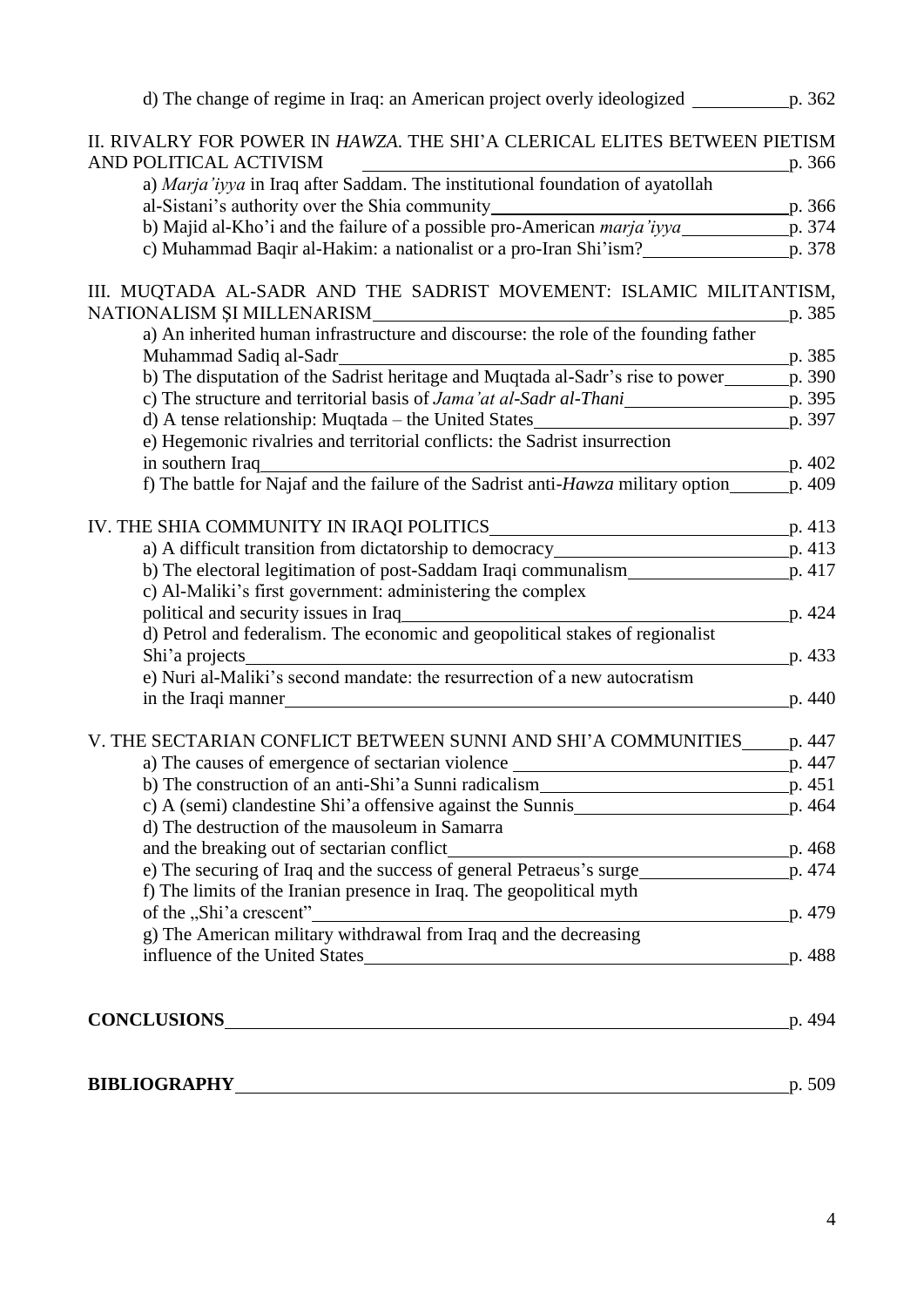d) The change of regime in Iraq: an American project overly ideologized p. 362

II. RIVALRY FOR POWER IN *HAWZA*. THE SHI'A CLERICAL ELITES BETWEEN PIETISM AND POLITICAL ACTIVISM p. 366

a) *Marja'iyya* in Iraq after Saddam. The institutional foundation of ayatollah al-Sistani's authority over the Shia community p. 366

b) Majid al-Kho'i and the failure of a possible pro-American *marja'iyya* p. 374

c) Muhammad Baqir al-Hakim: a nationalist or a pro-Iran Shi'ism? p. 378

III. MUQTADA AL-SADR AND THE SADRIST MOVEMENT: ISLAMIC MILITANTISM, NATIONALISM ŞI MILLENARISM p. 385

a) An inherited human infrastructure and discourse: the role of the founding father Muhammad Sadiq al-Sadr p. 385

b) The disputation of the Sadrist heritage and Muqtada al-Sadr's rise to power p. 390

c) The structure and territorial basis of *Jama'at al-Sadr al-Thani* p. 395

d) A tense relationship: Muqtada – the United States p. 397

e) Hegemonic rivalries and territorial conflicts: the Sadrist insurrection in southern Iraq p. 402

f) The battle for Najaf and the failure of the Sadrist anti-*Hawza* military option p. 409

IV. THE SHIA COMMUNITY IN IRAQI POLITICS p. 413

a) A difficult transition from dictatorship to democracy p. 413

b) The electoral legitimation of post-Saddam Iraqi communalism p. 417

c) Al-Maliki's first government: administering the complex political and security issues in Iraq p. 424

d) Petrol and federalism. The economic and geopolitical stakes of regionalist Shi'a projects p. 433

e) Nuri al-Maliki's second mandate: the resurrection of a new autocratism in the Iraqi manner p. 440

V. THE SECTARIAN CONFLICT BETWEEN SUNNI AND SHI'A COMMUNITIES p. 447

a) The causes of emergence of sectarian violence p. 447

b) The construction of an anti-Shi'a Sunni radicalism p. 451

c) A (semi) clandestine Shi'a offensive against the Sunnis p. 464

d) The destruction of the mausoleum in Samarra and the breaking out of sectarian conflict p. 468

e) The securing of Iraq and the success of general Petraeus's surge p. 474

f) The limits of the Iranian presence in Iraq. The geopolitical myth of the „Shi'a crescent" p. 479

g) The American military withdrawal from Iraq and the decreasing influence of the United States p. 488

**CONCLUSIONS** p. 494

**BIBLIOGRAPHY** p. 509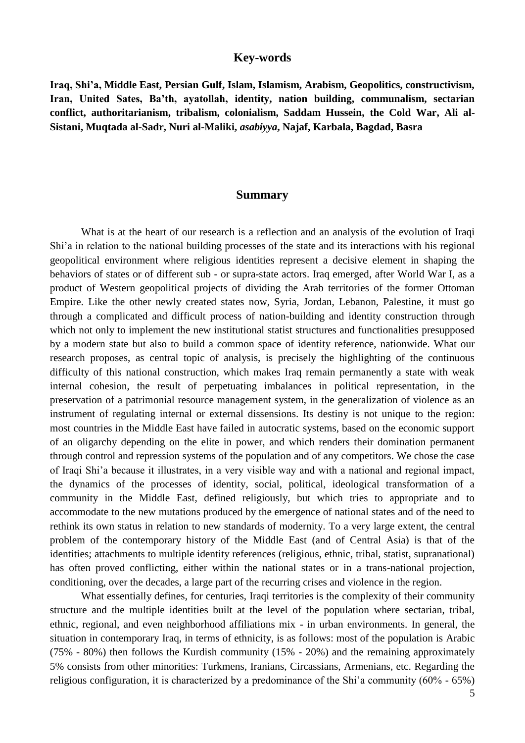## Key-words

**Iraq, Shi'a, Middle East, Persian Gulf, Islam, Islamism, Arabism, Geopolitics, constructivism, Iran, United Sates, Ba'th, ayatollah, identity, nation building, communalism, sectarian conflict, authoritarianism, tribalism, colonialism, Saddam Hussein, the Cold War, Ali al-Sistani, Muqtada al-Sadr, Nuri al-Maliki, *asabiyya*, Najaf, Karbala, Bagdad, Basra**

## Summary

What is at the heart of our research is a reflection and an analysis of the evolution of Iraqi Shi'a in relation to the national building processes of the state and its interactions with his regional geopolitical environment where religious identities represent a decisive element in shaping the behaviors of states or of different sub - or supra-state actors. Iraq emerged, after World War I, as a product of Western geopolitical projects of dividing the Arab territories of the former Ottoman Empire. Like the other newly created states now, Syria, Jordan, Lebanon, Palestine, it must go through a complicated and difficult process of nation-building and identity construction through which not only to implement the new institutional statist structures and functionalities presupposed by a modern state but also to build a common space of identity reference, nationwide. What our research proposes, as central topic of analysis, is precisely the highlighting of the continuous difficulty of this national construction, which makes Iraq remain permanently a state with weak internal cohesion, the result of perpetuating imbalances in political representation, in the preservation of a patrimonial resource management system, in the generalization of violence as an instrument of regulating internal or external dissensions. Its destiny is not unique to the region: most countries in the Middle East have failed in autocratic systems, based on the economic support of an oligarchy depending on the elite in power, and which renders their domination permanent through control and repression systems of the population and of any competitors. We chose the case of Iraqi Shi'a because it illustrates, in a very visible way and with a national and regional impact, the dynamics of the processes of identity, social, political, ideological transformation of a community in the Middle East, defined religiously, but which tries to appropriate and to accommodate to the new mutations produced by the emergence of national states and of the need to rethink its own status in relation to new standards of modernity. To a very large extent, the central problem of the contemporary history of the Middle East (and of Central Asia) is that of the identities; attachments to multiple identity references (religious, ethnic, tribal, statist, supranational) has often proved conflicting, either within the national states or in a trans-national projection, conditioning, over the decades, a large part of the recurring crises and violence in the region.

What essentially defines, for centuries, Iraqi territories is the complexity of their community structure and the multiple identities built at the level of the population where sectarian, tribal, ethnic, regional, and even neighborhood affiliations mix - in urban environments. In general, the situation in contemporary Iraq, in terms of ethnicity, is as follows: most of the population is Arabic (75% - 80%) then follows the Kurdish community (15% - 20%) and the remaining approximately 5% consists from other minorities: Turkmens, Iranians, Circassians, Armenians, etc. Regarding the religious configuration, it is characterized by a predominance of the Shi'a community (60% - 65%)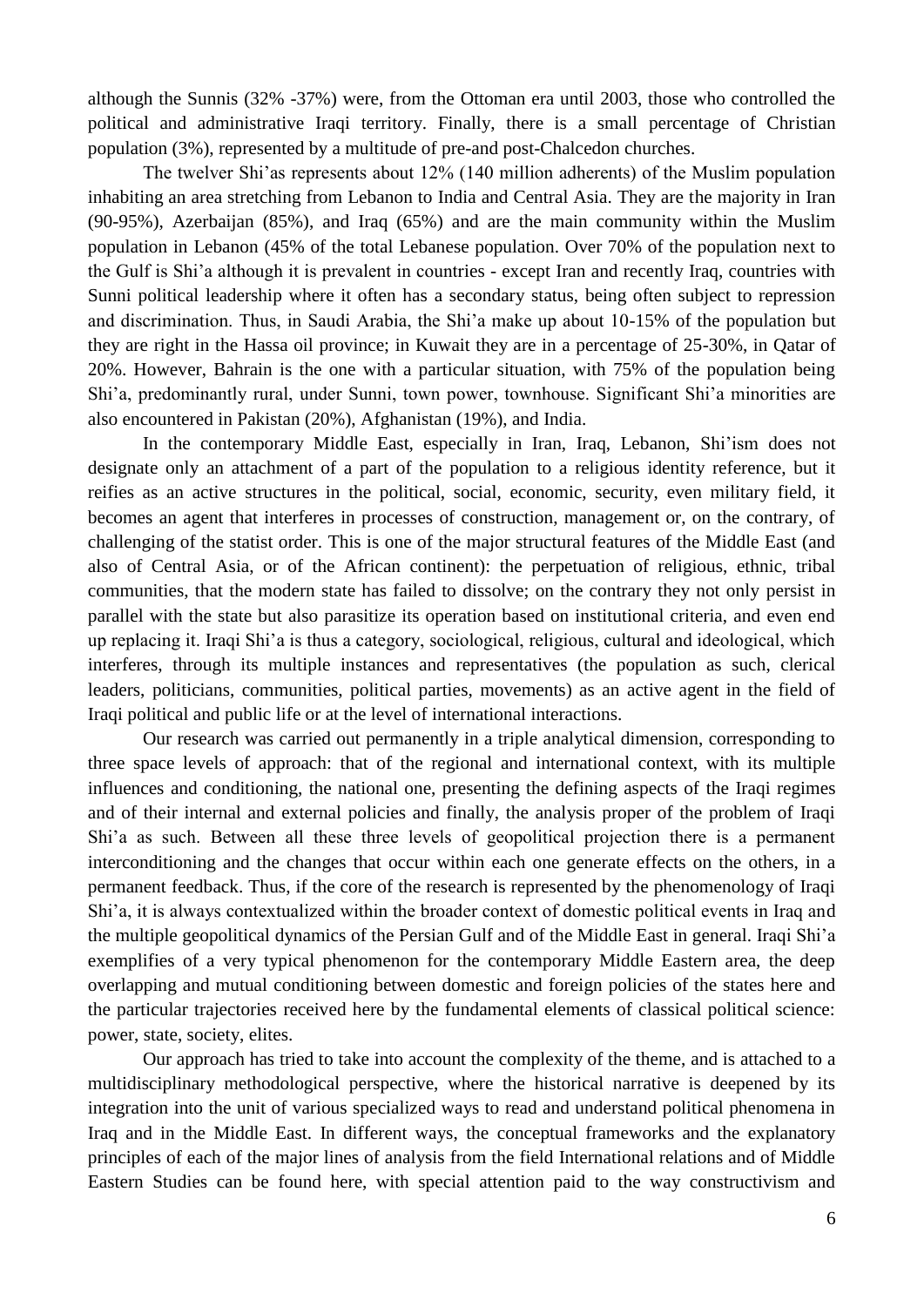although the Sunnis (32% -37%) were, from the Ottoman era until 2003, those who controlled the political and administrative Iraqi territory. Finally, there is a small percentage of Christian population (3%), represented by a multitude of pre-and post-Chalcedon churches.

The twelver Shi'as represents about 12% (140 million adherents) of the Muslim population inhabiting an area stretching from Lebanon to India and Central Asia. They are the majority in Iran (90-95%), Azerbaijan (85%), and Iraq (65%) and are the main community within the Muslim population in Lebanon (45% of the total Lebanese population. Over 70% of the population next to the Gulf is Shi'a although it is prevalent in countries - except Iran and recently Iraq, countries with Sunni political leadership where it often has a secondary status, being often subject to repression and discrimination. Thus, in Saudi Arabia, the Shi'a make up about 10-15% of the population but they are right in the Hassa oil province; in Kuwait they are in a percentage of 25-30%, in Qatar of 20%. However, Bahrain is the one with a particular situation, with 75% of the population being Shi'a, predominantly rural, under Sunni, town power, townhouse. Significant Shi'a minorities are also encountered in Pakistan (20%), Afghanistan (19%), and India.

In the contemporary Middle East, especially in Iran, Iraq, Lebanon, Shi'ism does not designate only an attachment of a part of the population to a religious identity reference, but it reifies as an active structures in the political, social, economic, security, even military field, it becomes an agent that interferes in processes of construction, management or, on the contrary, of challenging of the statist order. This is one of the major structural features of the Middle East (and also of Central Asia, or of the African continent): the perpetuation of religious, ethnic, tribal communities, that the modern state has failed to dissolve; on the contrary they not only persist in parallel with the state but also parasitize its operation based on institutional criteria, and even end up replacing it. Iraqi Shi'a is thus a category, sociological, religious, cultural and ideological, which interferes, through its multiple instances and representatives (the population as such, clerical leaders, politicians, communities, political parties, movements) as an active agent in the field of Iraqi political and public life or at the level of international interactions.

Our research was carried out permanently in a triple analytical dimension, corresponding to three space levels of approach: that of the regional and international context, with its multiple influences and conditioning, the national one, presenting the defining aspects of the Iraqi regimes and of their internal and external policies and finally, the analysis proper of the problem of Iraqi Shi'a as such. Between all these three levels of geopolitical projection there is a permanent interconditioning and the changes that occur within each one generate effects on the others, in a permanent feedback. Thus, if the core of the research is represented by the phenomenology of Iraqi Shi'a, it is always contextualized within the broader context of domestic political events in Iraq and the multiple geopolitical dynamics of the Persian Gulf and of the Middle East in general. Iraqi Shi'a exemplifies of a very typical phenomenon for the contemporary Middle Eastern area, the deep overlapping and mutual conditioning between domestic and foreign policies of the states here and the particular trajectories received here by the fundamental elements of classical political science: power, state, society, elites.

Our approach has tried to take into account the complexity of the theme, and is attached to a multidisciplinary methodological perspective, where the historical narrative is deepened by its integration into the unit of various specialized ways to read and understand political phenomena in Iraq and in the Middle East. In different ways, the conceptual frameworks and the explanatory principles of each of the major lines of analysis from the field International relations and of Middle Eastern Studies can be found here, with special attention paid to the way constructivism and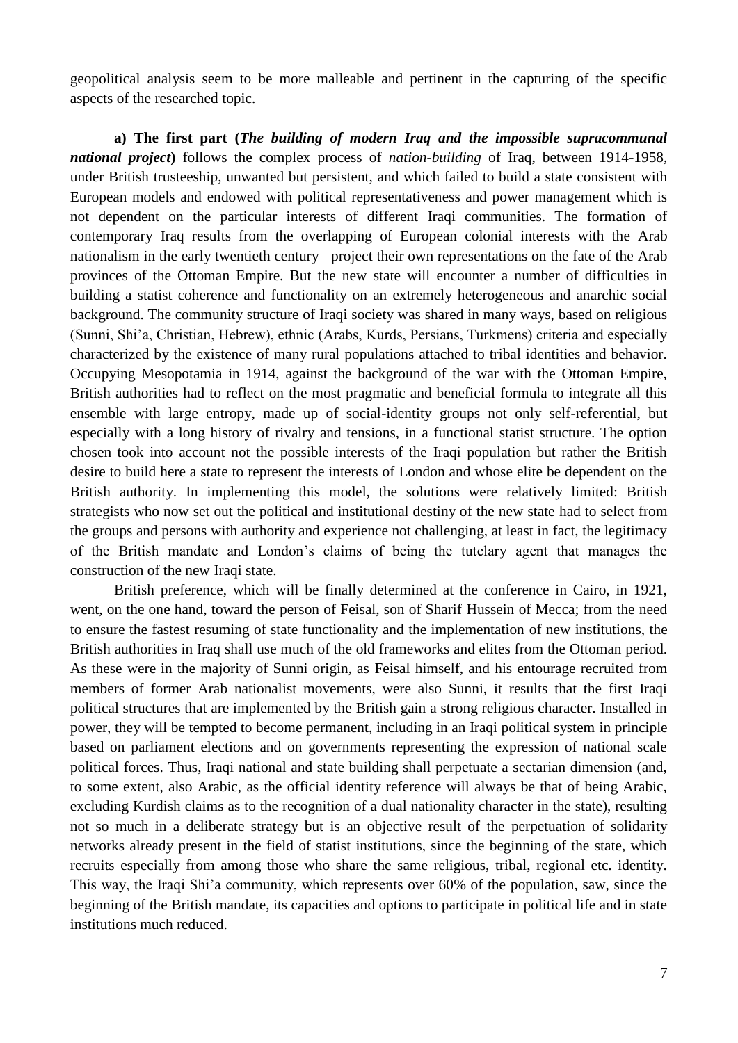geopolitical analysis seem to be more malleable and pertinent in the capturing of the specific aspects of the researched topic.

**a) The first part (*The building of modern Iraq and the impossible supracommunal national project*)** follows the complex process of *nation-building* of Iraq, between 1914-1958, under British trusteeship, unwanted but persistent, and which failed to build a state consistent with European models and endowed with political representativeness and power management which is not dependent on the particular interests of different Iraqi communities. The formation of contemporary Iraq results from the overlapping of European colonial interests with the Arab nationalism in the early twentieth century project their own representations on the fate of the Arab provinces of the Ottoman Empire. But the new state will encounter a number of difficulties in building a statist coherence and functionality on an extremely heterogeneous and anarchic social background. The community structure of Iraqi society was shared in many ways, based on religious (Sunni, Shi'a, Christian, Hebrew), ethnic (Arabs, Kurds, Persians, Turkmens) criteria and especially characterized by the existence of many rural populations attached to tribal identities and behavior. Occupying Mesopotamia in 1914, against the background of the war with the Ottoman Empire, British authorities had to reflect on the most pragmatic and beneficial formula to integrate all this ensemble with large entropy, made up of social-identity groups not only self-referential, but especially with a long history of rivalry and tensions, in a functional statist structure. The option chosen took into account not the possible interests of the Iraqi population but rather the British desire to build here a state to represent the interests of London and whose elite be dependent on the British authority. In implementing this model, the solutions were relatively limited: British strategists who now set out the political and institutional destiny of the new state had to select from the groups and persons with authority and experience not challenging, at least in fact, the legitimacy of the British mandate and London's claims of being the tutelary agent that manages the construction of the new Iraqi state.

British preference, which will be finally determined at the conference in Cairo, in 1921, went, on the one hand, toward the person of Feisal, son of Sharif Hussein of Mecca; from the need to ensure the fastest resuming of state functionality and the implementation of new institutions, the British authorities in Iraq shall use much of the old frameworks and elites from the Ottoman period. As these were in the majority of Sunni origin, as Feisal himself, and his entourage recruited from members of former Arab nationalist movements, were also Sunni, it results that the first Iraqi political structures that are implemented by the British gain a strong religious character. Installed in power, they will be tempted to become permanent, including in an Iraqi political system in principle based on parliament elections and on governments representing the expression of national scale political forces. Thus, Iraqi national and state building shall perpetuate a sectarian dimension (and, to some extent, also Arabic, as the official identity reference will always be that of being Arabic, excluding Kurdish claims as to the recognition of a dual nationality character in the state), resulting not so much in a deliberate strategy but is an objective result of the perpetuation of solidarity networks already present in the field of statist institutions, since the beginning of the state, which recruits especially from among those who share the same religious, tribal, regional etc. identity. This way, the Iraqi Shi'a community, which represents over 60% of the population, saw, since the beginning of the British mandate, its capacities and options to participate in political life and in state institutions much reduced.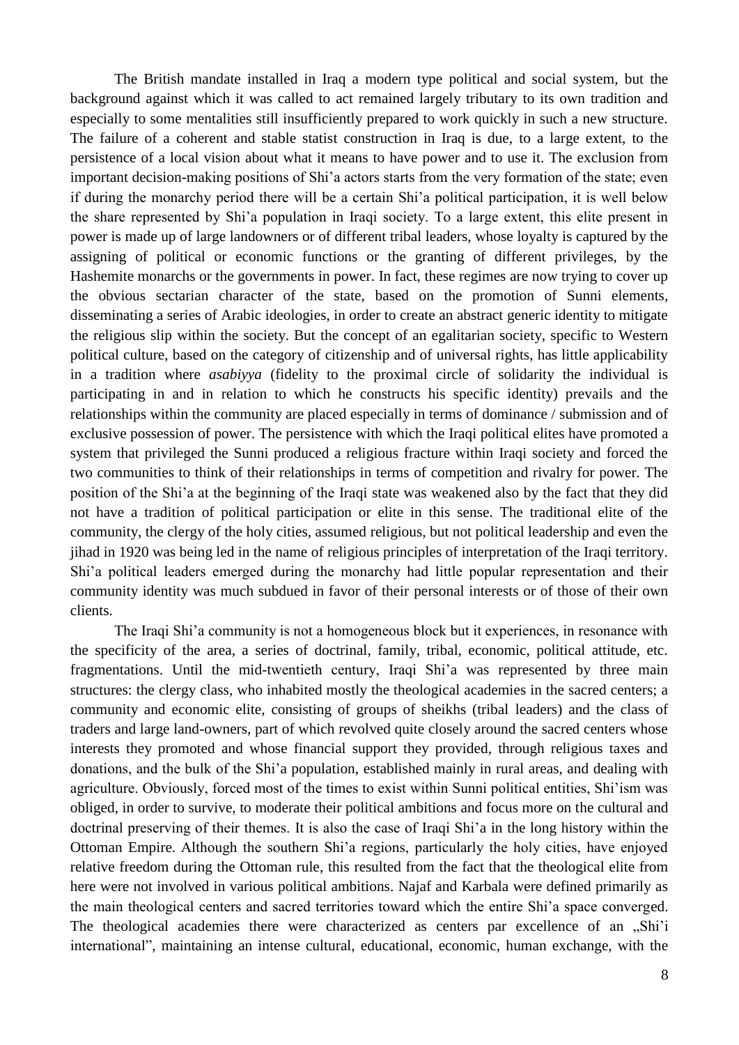The British mandate installed in Iraq a modern type political and social system, but the background against which it was called to act remained largely tributary to its own tradition and especially to some mentalities still insufficiently prepared to work quickly in such a new structure. The failure of a coherent and stable statist construction in Iraq is due, to a large extent, to the persistence of a local vision about what it means to have power and to use it. The exclusion from important decision-making positions of Shi'a actors starts from the very formation of the state; even if during the monarchy period there will be a certain Shi'a political participation, it is well below the share represented by Shi'a population in Iraqi society. To a large extent, this elite present in power is made up of large landowners or of different tribal leaders, whose loyalty is captured by the assigning of political or economic functions or the granting of different privileges, by the Hashemite monarchs or the governments in power. In fact, these regimes are now trying to cover up the obvious sectarian character of the state, based on the promotion of Sunni elements, disseminating a series of Arabic ideologies, in order to create an abstract generic identity to mitigate the religious slip within the society. But the concept of an egalitarian society, specific to Western political culture, based on the category of citizenship and of universal rights, has little applicability in a tradition where *asabiyya* (fidelity to the proximal circle of solidarity the individual is participating in and in relation to which he constructs his specific identity) prevails and the relationships within the community are placed especially in terms of dominance / submission and of exclusive possession of power. The persistence with which the Iraqi political elites have promoted a system that privileged the Sunni produced a religious fracture within Iraqi society and forced the two communities to think of their relationships in terms of competition and rivalry for power. The position of the Shi'a at the beginning of the Iraqi state was weakened also by the fact that they did not have a tradition of political participation or elite in this sense. The traditional elite of the community, the clergy of the holy cities, assumed religious, but not political leadership and even the jihad in 1920 was being led in the name of religious principles of interpretation of the Iraqi territory. Shi'a political leaders emerged during the monarchy had little popular representation and their community identity was much subdued in favor of their personal interests or of those of their own clients.

The Iraqi Shi'a community is not a homogeneous block but it experiences, in resonance with the specificity of the area, a series of doctrinal, family, tribal, economic, political attitude, etc. fragmentations. Until the mid-twentieth century, Iraqi Shi'a was represented by three main structures: the clergy class, who inhabited mostly the theological academies in the sacred centers; a community and economic elite, consisting of groups of sheikhs (tribal leaders) and the class of traders and large land-owners, part of which revolved quite closely around the sacred centers whose interests they promoted and whose financial support they provided, through religious taxes and donations, and the bulk of the Shi'a population, established mainly in rural areas, and dealing with agriculture. Obviously, forced most of the times to exist within Sunni political entities, Shi'ism was obliged, in order to survive, to moderate their political ambitions and focus more on the cultural and doctrinal preserving of their themes. It is also the case of Iraqi Shi'a in the long history within the Ottoman Empire. Although the southern Shi'a regions, particularly the holy cities, have enjoyed relative freedom during the Ottoman rule, this resulted from the fact that the theological elite from here were not involved in various political ambitions. Najaf and Karbala were defined primarily as the main theological centers and sacred territories toward which the entire Shi'a space converged. The theological academies there were characterized as centers par excellence of an „Shi'i international", maintaining an intense cultural, educational, economic, human exchange, with the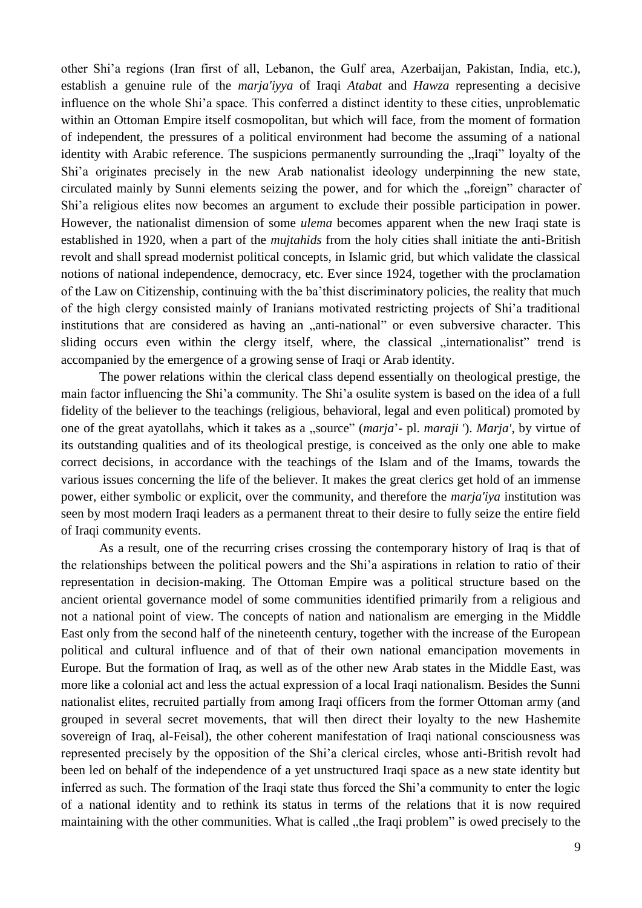other Shi'a regions (Iran first of all, Lebanon, the Gulf area, Azerbaijan, Pakistan, India, etc.), establish a genuine rule of the *marja'iyya* of Iraqi *Atabat* and *Hawza* representing a decisive influence on the whole Shi'a space. This conferred a distinct identity to these cities, unproblematic within an Ottoman Empire itself cosmopolitan, but which will face, from the moment of formation of independent, the pressures of a political environment had become the assuming of a national identity with Arabic reference. The suspicions permanently surrounding the „Iraqi" loyalty of the Shi'a originates precisely in the new Arab nationalist ideology underpinning the new state, circulated mainly by Sunni elements seizing the power, and for which the „foreign" character of Shi'a religious elites now becomes an argument to exclude their possible participation in power. However, the nationalist dimension of some *ulema* becomes apparent when the new Iraqi state is established in 1920, when a part of the *mujtahids* from the holy cities shall initiate the anti-British revolt and shall spread modernist political concepts, in Islamic grid, but which validate the classical notions of national independence, democracy, etc. Ever since 1924, together with the proclamation of the Law on Citizenship, continuing with the ba'thist discriminatory policies, the reality that much of the high clergy consisted mainly of Iranians motivated restricting projects of Shi'a traditional institutions that are considered as having an „anti-national" or even subversive character. This sliding occurs even within the clergy itself, where, the classical „internationalist" trend is accompanied by the emergence of a growing sense of Iraqi or Arab identity.

The power relations within the clerical class depend essentially on theological prestige, the main factor influencing the Shi'a community. The Shi'a osulite system is based on the idea of a full fidelity of the believer to the teachings (religious, behavioral, legal and even political) promoted by one of the great ayatollahs, which it takes as a „source" (*marja*'- pl. *maraji* '). *Marja'*, by virtue of its outstanding qualities and of its theological prestige, is conceived as the only one able to make correct decisions, in accordance with the teachings of the Islam and of the Imams, towards the various issues concerning the life of the believer. It makes the great clerics get hold of an immense power, either symbolic or explicit, over the community, and therefore the *marja'iya* institution was seen by most modern Iraqi leaders as a permanent threat to their desire to fully seize the entire field of Iraqi community events.

As a result, one of the recurring crises crossing the contemporary history of Iraq is that of the relationships between the political powers and the Shi'a aspirations in relation to ratio of their representation in decision-making. The Ottoman Empire was a political structure based on the ancient oriental governance model of some communities identified primarily from a religious and not a national point of view. The concepts of nation and nationalism are emerging in the Middle East only from the second half of the nineteenth century, together with the increase of the European political and cultural influence and of that of their own national emancipation movements in Europe. But the formation of Iraq, as well as of the other new Arab states in the Middle East, was more like a colonial act and less the actual expression of a local Iraqi nationalism. Besides the Sunni nationalist elites, recruited partially from among Iraqi officers from the former Ottoman army (and grouped in several secret movements, that will then direct their loyalty to the new Hashemite sovereign of Iraq, al-Feisal), the other coherent manifestation of Iraqi national consciousness was represented precisely by the opposition of the Shi'a clerical circles, whose anti-British revolt had been led on behalf of the independence of a yet unstructured Iraqi space as a new state identity but inferred as such. The formation of the Iraqi state thus forced the Shi'a community to enter the logic of a national identity and to rethink its status in terms of the relations that it is now required maintaining with the other communities. What is called „the Iraqi problem" is owed precisely to the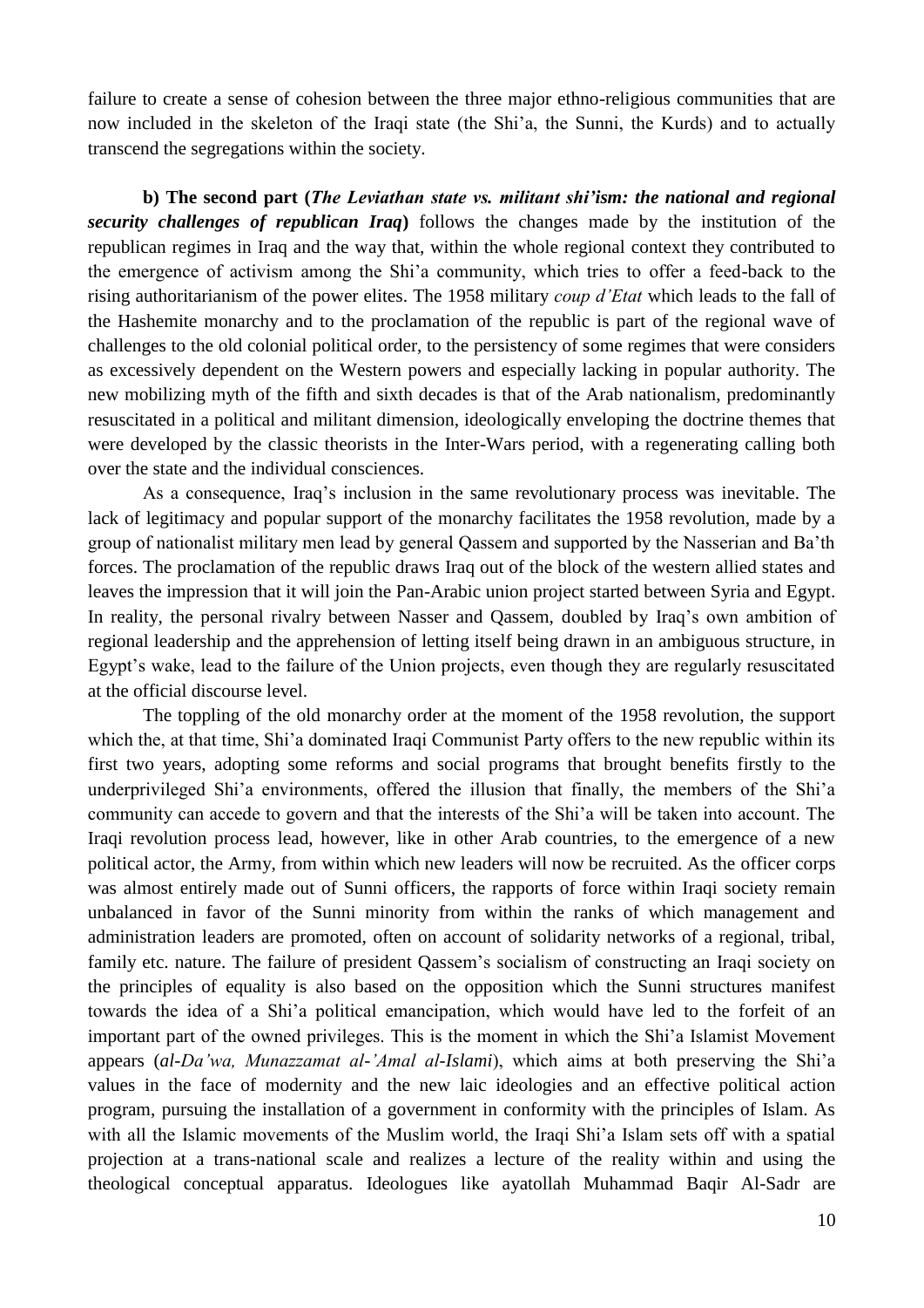failure to create a sense of cohesion between the three major ethno-religious communities that are now included in the skeleton of the Iraqi state (the Shi'a, the Sunni, the Kurds) and to actually transcend the segregations within the society.

**b) The second part (*The Leviathan state vs. militant shi'ism: the national and regional security challenges of republican Iraq*)** follows the changes made by the institution of the republican regimes in Iraq and the way that, within the whole regional context they contributed to the emergence of activism among the Shi'a community, which tries to offer a feed-back to the rising authoritarianism of the power elites. The 1958 military *coup d'Etat* which leads to the fall of the Hashemite monarchy and to the proclamation of the republic is part of the regional wave of challenges to the old colonial political order, to the persistency of some regimes that were considers as excessively dependent on the Western powers and especially lacking in popular authority. The new mobilizing myth of the fifth and sixth decades is that of the Arab nationalism, predominantly resuscitated in a political and militant dimension, ideologically enveloping the doctrine themes that were developed by the classic theorists in the Inter-Wars period, with a regenerating calling both over the state and the individual consciences.

As a consequence, Iraq's inclusion in the same revolutionary process was inevitable. The lack of legitimacy and popular support of the monarchy facilitates the 1958 revolution, made by a group of nationalist military men lead by general Qassem and supported by the Nasserian and Ba'th forces. The proclamation of the republic draws Iraq out of the block of the western allied states and leaves the impression that it will join the Pan-Arabic union project started between Syria and Egypt. In reality, the personal rivalry between Nasser and Qassem, doubled by Iraq's own ambition of regional leadership and the apprehension of letting itself being drawn in an ambiguous structure, in Egypt's wake, lead to the failure of the Union projects, even though they are regularly resuscitated at the official discourse level.

The toppling of the old monarchy order at the moment of the 1958 revolution, the support which the, at that time, Shi'a dominated Iraqi Communist Party offers to the new republic within its first two years, adopting some reforms and social programs that brought benefits firstly to the underprivileged Shi'a environments, offered the illusion that finally, the members of the Shi'a community can accede to govern and that the interests of the Shi'a will be taken into account. The Iraqi revolution process lead, however, like in other Arab countries, to the emergence of a new political actor, the Army, from within which new leaders will now be recruited. As the officer corps was almost entirely made out of Sunni officers, the rapports of force within Iraqi society remain unbalanced in favor of the Sunni minority from within the ranks of which management and administration leaders are promoted, often on account of solidarity networks of a regional, tribal, family etc. nature. The failure of president Qassem's socialism of constructing an Iraqi society on the principles of equality is also based on the opposition which the Sunni structures manifest towards the idea of a Shi'a political emancipation, which would have led to the forfeit of an important part of the owned privileges. This is the moment in which the Shi'a Islamist Movement appears (*al-Da'wa, Munazzamat al-'Amal al-Islami*), which aims at both preserving the Shi'a values in the face of modernity and the new laic ideologies and an effective political action program, pursuing the installation of a government in conformity with the principles of Islam. As with all the Islamic movements of the Muslim world, the Iraqi Shi'a Islam sets off with a spatial projection at a trans-national scale and realizes a lecture of the reality within and using the theological conceptual apparatus. Ideologues like ayatollah Muhammad Baqir Al-Sadr are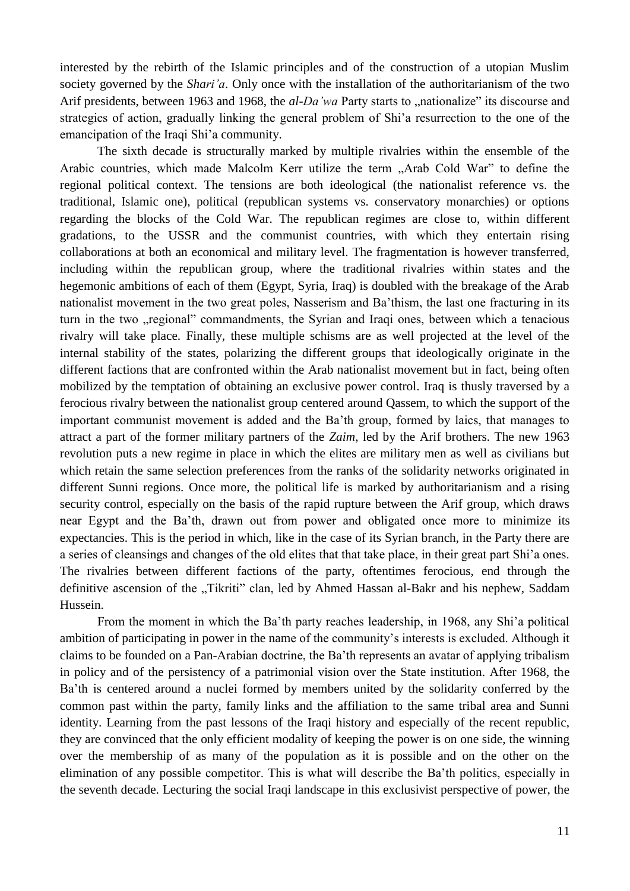interested by the rebirth of the Islamic principles and of the construction of a utopian Muslim society governed by the *Shari'a*. Only once with the installation of the authoritarianism of the two Arif presidents, between 1963 and 1968, the *al-Da'wa* Party starts to „nationalize" its discourse and strategies of action, gradually linking the general problem of Shi'a resurrection to the one of the emancipation of the Iraqi Shi'a community.

The sixth decade is structurally marked by multiple rivalries within the ensemble of the Arabic countries, which made Malcolm Kerr utilize the term „Arab Cold War" to define the regional political context. The tensions are both ideological (the nationalist reference vs. the traditional, Islamic one), political (republican systems vs. conservatory monarchies) or options regarding the blocks of the Cold War. The republican regimes are close to, within different gradations, to the USSR and the communist countries, with which they entertain rising collaborations at both an economical and military level. The fragmentation is however transferred, including within the republican group, where the traditional rivalries within states and the hegemonic ambitions of each of them (Egypt, Syria, Iraq) is doubled with the breakage of the Arab nationalist movement in the two great poles, Nasserism and Ba'thism, the last one fracturing in its turn in the two „regional" commandments, the Syrian and Iraqi ones, between which a tenacious rivalry will take place. Finally, these multiple schisms are as well projected at the level of the internal stability of the states, polarizing the different groups that ideologically originate in the different factions that are confronted within the Arab nationalist movement but in fact, being often mobilized by the temptation of obtaining an exclusive power control. Iraq is thusly traversed by a ferocious rivalry between the nationalist group centered around Qassem, to which the support of the important communist movement is added and the Ba'th group, formed by laics, that manages to attract a part of the former military partners of the *Zaim*, led by the Arif brothers. The new 1963 revolution puts a new regime in place in which the elites are military men as well as civilians but which retain the same selection preferences from the ranks of the solidarity networks originated in different Sunni regions. Once more, the political life is marked by authoritarianism and a rising security control, especially on the basis of the rapid rupture between the Arif group, which draws near Egypt and the Ba'th, drawn out from power and obligated once more to minimize its expectancies. This is the period in which, like in the case of its Syrian branch, in the Party there are a series of cleansings and changes of the old elites that that take place, in their great part Shi'a ones. The rivalries between different factions of the party, oftentimes ferocious, end through the definitive ascension of the „Tikriti" clan, led by Ahmed Hassan al-Bakr and his nephew, Saddam Hussein.

From the moment in which the Ba'th party reaches leadership, in 1968, any Shi'a political ambition of participating in power in the name of the community's interests is excluded. Although it claims to be founded on a Pan-Arabian doctrine, the Ba'th represents an avatar of applying tribalism in policy and of the persistency of a patrimonial vision over the State institution. After 1968, the Ba'th is centered around a nuclei formed by members united by the solidarity conferred by the common past within the party, family links and the affiliation to the same tribal area and Sunni identity. Learning from the past lessons of the Iraqi history and especially of the recent republic, they are convinced that the only efficient modality of keeping the power is on one side, the winning over the membership of as many of the population as it is possible and on the other on the elimination of any possible competitor. This is what will describe the Ba'th politics, especially in the seventh decade. Lecturing the social Iraqi landscape in this exclusivist perspective of power, the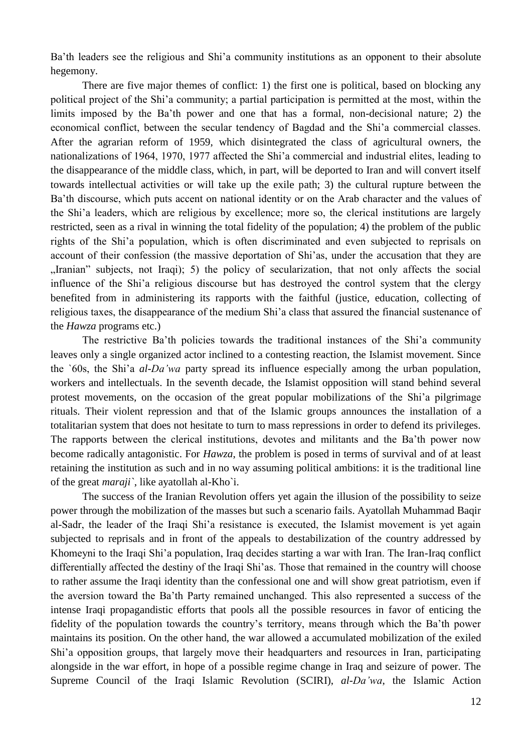Ba'th leaders see the religious and Shi'a community institutions as an opponent to their absolute hegemony.

There are five major themes of conflict: 1) the first one is political, based on blocking any political project of the Shi'a community; a partial participation is permitted at the most, within the limits imposed by the Ba'th power and one that has a formal, non-decisional nature; 2) the economical conflict, between the secular tendency of Bagdad and the Shi'a commercial classes. After the agrarian reform of 1959, which disintegrated the class of agricultural owners, the nationalizations of 1964, 1970, 1977 affected the Shi'a commercial and industrial elites, leading to the disappearance of the middle class, which, in part, will be deported to Iran and will convert itself towards intellectual activities or will take up the exile path; 3) the cultural rupture between the Ba'th discourse, which puts accent on national identity or on the Arab character and the values of the Shi'a leaders, which are religious by excellence; more so, the clerical institutions are largely restricted, seen as a rival in winning the total fidelity of the population; 4) the problem of the public rights of the Shi'a population, which is often discriminated and even subjected to reprisals on account of their confession (the massive deportation of Shi'as, under the accusation that they are „Iranian" subjects, not Iraqi); 5) the policy of secularization, that not only affects the social influence of the Shi'a religious discourse but has destroyed the control system that the clergy benefited from in administering its rapports with the faithful (justice, education, collecting of religious taxes, the disappearance of the medium Shi'a class that assured the financial sustenance of the *Hawza* programs etc.)

The restrictive Ba'th policies towards the traditional instances of the Shi'a community leaves only a single organized actor inclined to a contesting reaction, the Islamist movement. Since the `60s, the Shi'a *al-Da'wa* party spread its influence especially among the urban population, workers and intellectuals. In the seventh decade, the Islamist opposition will stand behind several protest movements, on the occasion of the great popular mobilizations of the Shi'a pilgrimage rituals. Their violent repression and that of the Islamic groups announces the installation of a totalitarian system that does not hesitate to turn to mass repressions in order to defend its privileges. The rapports between the clerical institutions, devotes and militants and the Ba'th power now become radically antagonistic. For *Hawza*, the problem is posed in terms of survival and of at least retaining the institution as such and in no way assuming political ambitions: it is the traditional line of the great *maraji`*, like ayatollah al-Kho`i.

The success of the Iranian Revolution offers yet again the illusion of the possibility to seize power through the mobilization of the masses but such a scenario fails. Ayatollah Muhammad Baqir al-Sadr, the leader of the Iraqi Shi'a resistance is executed, the Islamist movement is yet again subjected to reprisals and in front of the appeals to destabilization of the country addressed by Khomeyni to the Iraqi Shi'a population, Iraq decides starting a war with Iran. The Iran-Iraq conflict differentially affected the destiny of the Iraqi Shi'as. Those that remained in the country will choose to rather assume the Iraqi identity than the confessional one and will show great patriotism, even if the aversion toward the Ba'th Party remained unchanged. This also represented a success of the intense Iraqi propagandistic efforts that pools all the possible resources in favor of enticing the fidelity of the population towards the country's territory, means through which the Ba'th power maintains its position. On the other hand, the war allowed a accumulated mobilization of the exiled Shi'a opposition groups, that largely move their headquarters and resources in Iran, participating alongside in the war effort, in hope of a possible regime change in Iraq and seizure of power. The Supreme Council of the Iraqi Islamic Revolution (SCIRI), *al-Da'wa*, the Islamic Action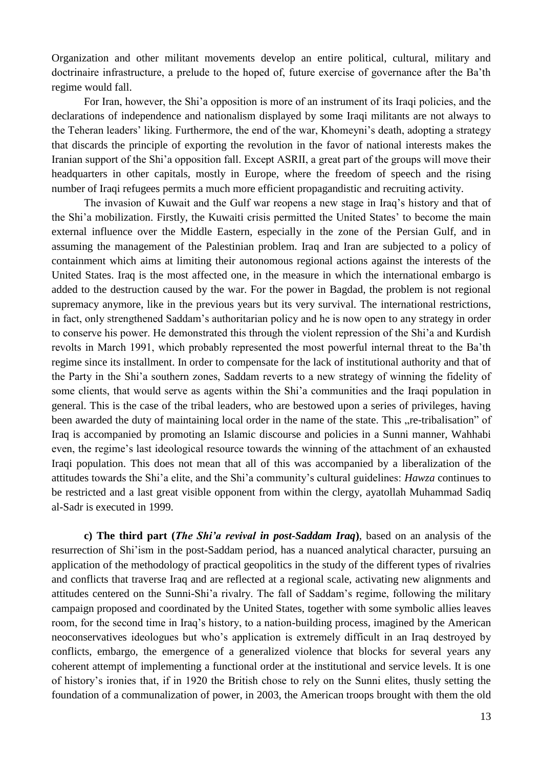Organization and other militant movements develop an entire political, cultural, military and doctrinaire infrastructure, a prelude to the hoped of, future exercise of governance after the Ba'th regime would fall.

For Iran, however, the Shi'a opposition is more of an instrument of its Iraqi policies, and the declarations of independence and nationalism displayed by some Iraqi militants are not always to the Teheran leaders' liking. Furthermore, the end of the war, Khomeyni's death, adopting a strategy that discards the principle of exporting the revolution in the favor of national interests makes the Iranian support of the Shi'a opposition fall. Except ASRII, a great part of the groups will move their headquarters in other capitals, mostly in Europe, where the freedom of speech and the rising number of Iraqi refugees permits a much more efficient propagandistic and recruiting activity.

The invasion of Kuwait and the Gulf war reopens a new stage in Iraq's history and that of the Shi'a mobilization. Firstly, the Kuwaiti crisis permitted the United States' to become the main external influence over the Middle Eastern, especially in the zone of the Persian Gulf, and in assuming the management of the Palestinian problem. Iraq and Iran are subjected to a policy of containment which aims at limiting their autonomous regional actions against the interests of the United States. Iraq is the most affected one, in the measure in which the international embargo is added to the destruction caused by the war. For the power in Bagdad, the problem is not regional supremacy anymore, like in the previous years but its very survival. The international restrictions, in fact, only strengthened Saddam's authoritarian policy and he is now open to any strategy in order to conserve his power. He demonstrated this through the violent repression of the Shi'a and Kurdish revolts in March 1991, which probably represented the most powerful internal threat to the Ba'th regime since its installment. In order to compensate for the lack of institutional authority and that of the Party in the Shi'a southern zones, Saddam reverts to a new strategy of winning the fidelity of some clients, that would serve as agents within the Shi'a communities and the Iraqi population in general. This is the case of the tribal leaders, who are bestowed upon a series of privileges, having been awarded the duty of maintaining local order in the name of the state. This „re-tribalisation" of Iraq is accompanied by promoting an Islamic discourse and policies in a Sunni manner, Wahhabi even, the regime's last ideological resource towards the winning of the attachment of an exhausted Iraqi population. This does not mean that all of this was accompanied by a liberalization of the attitudes towards the Shi'a elite, and the Shi'a community's cultural guidelines: *Hawza* continues to be restricted and a last great visible opponent from within the clergy, ayatollah Muhammad Sadiq al-Sadr is executed in 1999.

**c) The third part (*The Shi'a revival in post-Saddam Iraq*)**, based on an analysis of the resurrection of Shi'ism in the post-Saddam period, has a nuanced analytical character, pursuing an application of the methodology of practical geopolitics in the study of the different types of rivalries and conflicts that traverse Iraq and are reflected at a regional scale, activating new alignments and attitudes centered on the Sunni-Shi'a rivalry. The fall of Saddam's regime, following the military campaign proposed and coordinated by the United States, together with some symbolic allies leaves room, for the second time in Iraq's history, to a nation-building process, imagined by the American neoconservatives ideologues but who's application is extremely difficult in an Iraq destroyed by conflicts, embargo, the emergence of a generalized violence that blocks for several years any coherent attempt of implementing a functional order at the institutional and service levels. It is one of history's ironies that, if in 1920 the British chose to rely on the Sunni elites, thusly setting the foundation of a communalization of power, in 2003, the American troops brought with them the old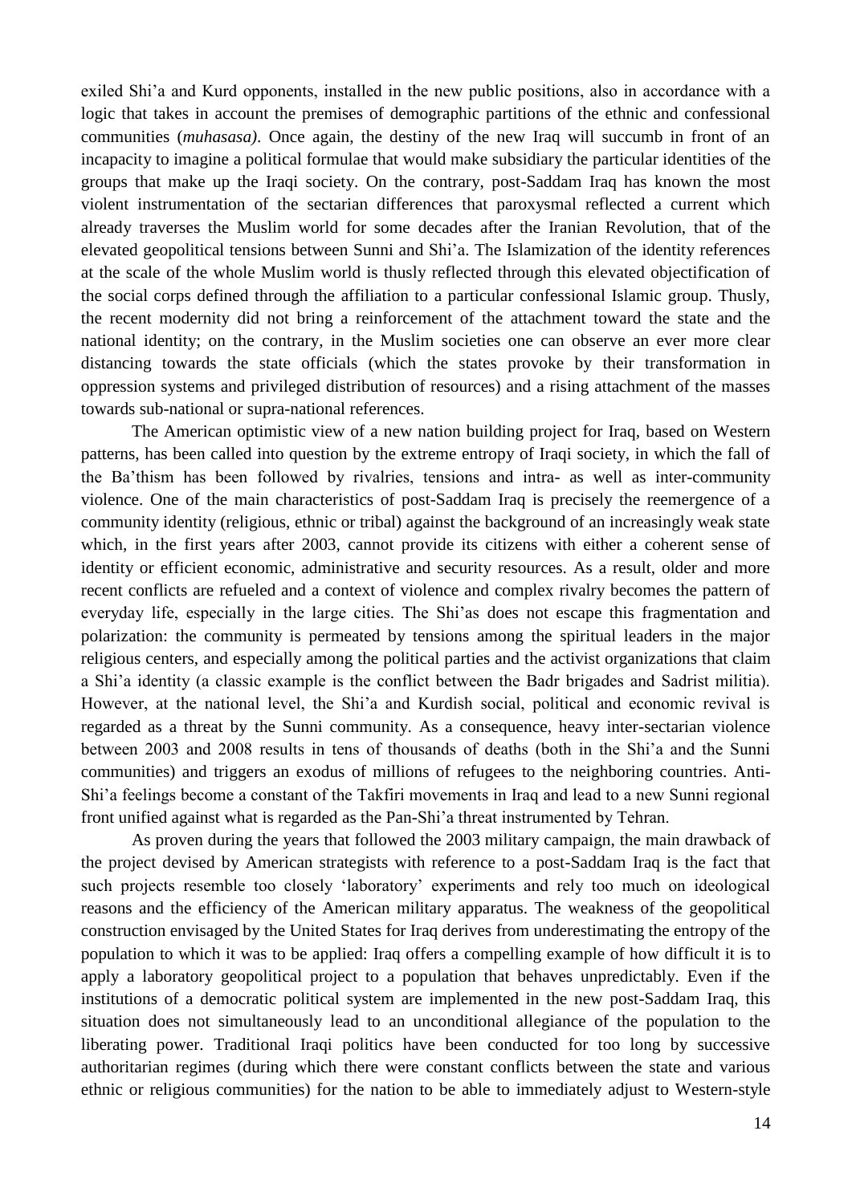exiled Shi'a and Kurd opponents, installed in the new public positions, also in accordance with a logic that takes in account the premises of demographic partitions of the ethnic and confessional communities (*muhasasa)*. Once again, the destiny of the new Iraq will succumb in front of an incapacity to imagine a political formulae that would make subsidiary the particular identities of the groups that make up the Iraqi society. On the contrary, post-Saddam Iraq has known the most violent instrumentation of the sectarian differences that paroxysmal reflected a current which already traverses the Muslim world for some decades after the Iranian Revolution, that of the elevated geopolitical tensions between Sunni and Shi'a. The Islamization of the identity references at the scale of the whole Muslim world is thusly reflected through this elevated objectification of the social corps defined through the affiliation to a particular confessional Islamic group. Thusly, the recent modernity did not bring a reinforcement of the attachment toward the state and the national identity; on the contrary, in the Muslim societies one can observe an ever more clear distancing towards the state officials (which the states provoke by their transformation in oppression systems and privileged distribution of resources) and a rising attachment of the masses towards sub-national or supra-national references.

The American optimistic view of a new nation building project for Iraq, based on Western patterns, has been called into question by the extreme entropy of Iraqi society, in which the fall of the Ba'thism has been followed by rivalries, tensions and intra- as well as inter-community violence. One of the main characteristics of post-Saddam Iraq is precisely the reemergence of a community identity (religious, ethnic or tribal) against the background of an increasingly weak state which, in the first years after 2003, cannot provide its citizens with either a coherent sense of identity or efficient economic, administrative and security resources. As a result, older and more recent conflicts are refueled and a context of violence and complex rivalry becomes the pattern of everyday life, especially in the large cities. The Shi'as does not escape this fragmentation and polarization: the community is permeated by tensions among the spiritual leaders in the major religious centers, and especially among the political parties and the activist organizations that claim a Shi'a identity (a classic example is the conflict between the Badr brigades and Sadrist militia). However, at the national level, the Shi'a and Kurdish social, political and economic revival is regarded as a threat by the Sunni community. As a consequence, heavy inter-sectarian violence between 2003 and 2008 results in tens of thousands of deaths (both in the Shi'a and the Sunni communities) and triggers an exodus of millions of refugees to the neighboring countries. Anti-Shi'a feelings become a constant of the Takfiri movements in Iraq and lead to a new Sunni regional front unified against what is regarded as the Pan-Shi'a threat instrumented by Tehran.

As proven during the years that followed the 2003 military campaign, the main drawback of the project devised by American strategists with reference to a post-Saddam Iraq is the fact that such projects resemble too closely 'laboratory' experiments and rely too much on ideological reasons and the efficiency of the American military apparatus. The weakness of the geopolitical construction envisaged by the United States for Iraq derives from underestimating the entropy of the population to which it was to be applied: Iraq offers a compelling example of how difficult it is to apply a laboratory geopolitical project to a population that behaves unpredictably. Even if the institutions of a democratic political system are implemented in the new post-Saddam Iraq, this situation does not simultaneously lead to an unconditional allegiance of the population to the liberating power. Traditional Iraqi politics have been conducted for too long by successive authoritarian regimes (during which there were constant conflicts between the state and various ethnic or religious communities) for the nation to be able to immediately adjust to Western-style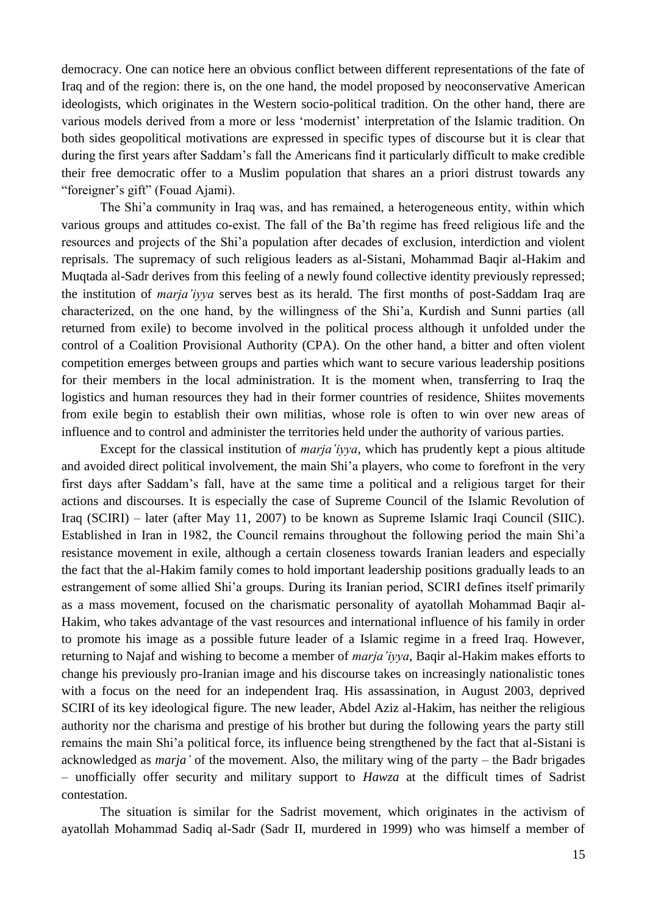democracy. One can notice here an obvious conflict between different representations of the fate of Iraq and of the region: there is, on the one hand, the model proposed by neoconservative American ideologists, which originates in the Western socio-political tradition. On the other hand, there are various models derived from a more or less 'modernist' interpretation of the Islamic tradition. On both sides geopolitical motivations are expressed in specific types of discourse but it is clear that during the first years after Saddam's fall the Americans find it particularly difficult to make credible their free democratic offer to a Muslim population that shares an a priori distrust towards any "foreigner's gift" (Fouad Ajami).

The Shi'a community in Iraq was, and has remained, a heterogeneous entity, within which various groups and attitudes co-exist. The fall of the Ba'th regime has freed religious life and the resources and projects of the Shi'a population after decades of exclusion, interdiction and violent reprisals. The supremacy of such religious leaders as al-Sistani, Mohammad Baqir al-Hakim and Muqtada al-Sadr derives from this feeling of a newly found collective identity previously repressed; the institution of *marja'iyya* serves best as its herald. The first months of post-Saddam Iraq are characterized, on the one hand, by the willingness of the Shi'a, Kurdish and Sunni parties (all returned from exile) to become involved in the political process although it unfolded under the control of a Coalition Provisional Authority (CPA). On the other hand, a bitter and often violent competition emerges between groups and parties which want to secure various leadership positions for their members in the local administration. It is the moment when, transferring to Iraq the logistics and human resources they had in their former countries of residence, Shiites movements from exile begin to establish their own militias, whose role is often to win over new areas of influence and to control and administer the territories held under the authority of various parties.

Except for the classical institution of *marja'iyya*, which has prudently kept a pious altitude and avoided direct political involvement, the main Shi'a players, who come to forefront in the very first days after Saddam's fall, have at the same time a political and a religious target for their actions and discourses. It is especially the case of Supreme Council of the Islamic Revolution of Iraq (SCIRI) – later (after May 11, 2007) to be known as Supreme Islamic Iraqi Council (SIIC). Established in Iran in 1982, the Council remains throughout the following period the main Shi'a resistance movement in exile, although a certain closeness towards Iranian leaders and especially the fact that the al-Hakim family comes to hold important leadership positions gradually leads to an estrangement of some allied Shi'a groups. During its Iranian period, SCIRI defines itself primarily as a mass movement, focused on the charismatic personality of ayatollah Mohammad Baqir al-Hakim, who takes advantage of the vast resources and international influence of his family in order to promote his image as a possible future leader of a Islamic regime in a freed Iraq. However, returning to Najaf and wishing to become a member of *marja'iyya*, Baqir al-Hakim makes efforts to change his previously pro-Iranian image and his discourse takes on increasingly nationalistic tones with a focus on the need for an independent Iraq. His assassination, in August 2003, deprived SCIRI of its key ideological figure. The new leader, Abdel Aziz al-Hakim, has neither the religious authority nor the charisma and prestige of his brother but during the following years the party still remains the main Shi'a political force, its influence being strengthened by the fact that al-Sistani is acknowledged as *marja'* of the movement. Also, the military wing of the party – the Badr brigades – unofficially offer security and military support to *Hawza* at the difficult times of Sadrist contestation.

The situation is similar for the Sadrist movement, which originates in the activism of ayatollah Mohammad Sadiq al-Sadr (Sadr II, murdered in 1999) who was himself a member of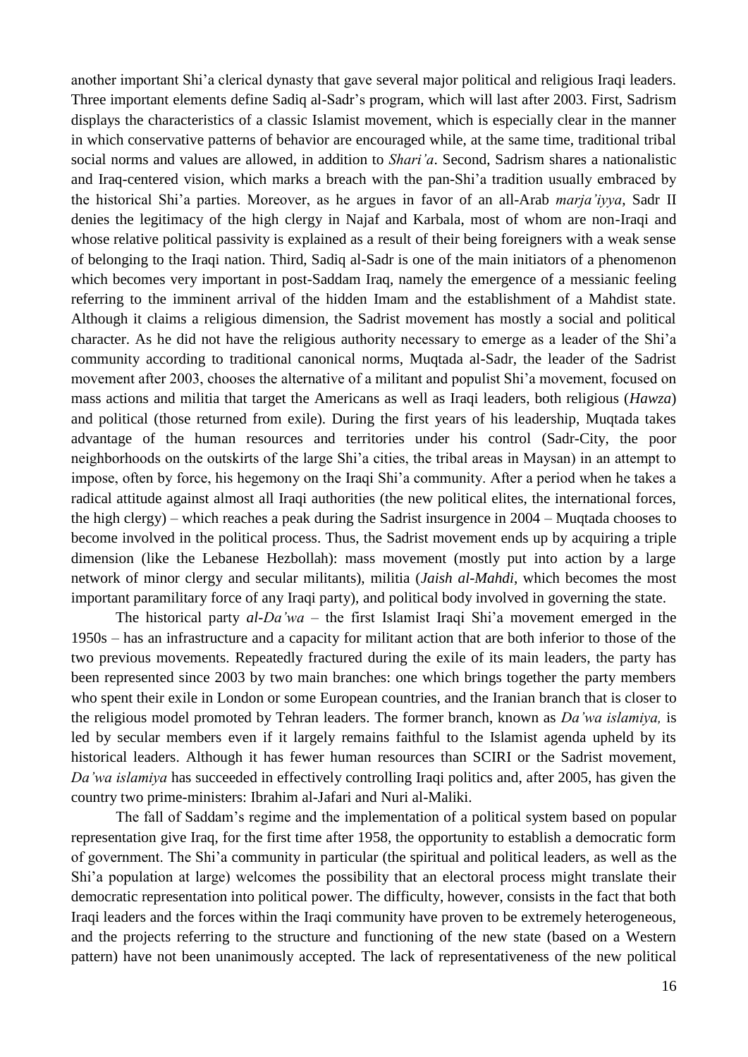another important Shi'a clerical dynasty that gave several major political and religious Iraqi leaders. Three important elements define Sadiq al-Sadr's program, which will last after 2003. First, Sadrism displays the characteristics of a classic Islamist movement, which is especially clear in the manner in which conservative patterns of behavior are encouraged while, at the same time, traditional tribal social norms and values are allowed, in addition to *Shari'a*. Second, Sadrism shares a nationalistic and Iraq-centered vision, which marks a breach with the pan-Shi'a tradition usually embraced by the historical Shi'a parties. Moreover, as he argues in favor of an all-Arab *marja'iyya*, Sadr II denies the legitimacy of the high clergy in Najaf and Karbala, most of whom are non-Iraqi and whose relative political passivity is explained as a result of their being foreigners with a weak sense of belonging to the Iraqi nation. Third, Sadiq al-Sadr is one of the main initiators of a phenomenon which becomes very important in post-Saddam Iraq, namely the emergence of a messianic feeling referring to the imminent arrival of the hidden Imam and the establishment of a Mahdist state. Although it claims a religious dimension, the Sadrist movement has mostly a social and political character. As he did not have the religious authority necessary to emerge as a leader of the Shi'a community according to traditional canonical norms, Muqtada al-Sadr, the leader of the Sadrist movement after 2003, chooses the alternative of a militant and populist Shi'a movement, focused on mass actions and militia that target the Americans as well as Iraqi leaders, both religious (*Hawza*) and political (those returned from exile). During the first years of his leadership, Muqtada takes advantage of the human resources and territories under his control (Sadr-City, the poor neighborhoods on the outskirts of the large Shi'a cities, the tribal areas in Maysan) in an attempt to impose, often by force, his hegemony on the Iraqi Shi'a community. After a period when he takes a radical attitude against almost all Iraqi authorities (the new political elites, the international forces, the high clergy) – which reaches a peak during the Sadrist insurgence in 2004 – Muqtada chooses to become involved in the political process. Thus, the Sadrist movement ends up by acquiring a triple dimension (like the Lebanese Hezbollah): mass movement (mostly put into action by a large network of minor clergy and secular militants), militia (*Jaish al-Mahdi*, which becomes the most important paramilitary force of any Iraqi party), and political body involved in governing the state.

The historical party *al-Da'wa* – the first Islamist Iraqi Shi'a movement emerged in the 1950s – has an infrastructure and a capacity for militant action that are both inferior to those of the two previous movements. Repeatedly fractured during the exile of its main leaders, the party has been represented since 2003 by two main branches: one which brings together the party members who spent their exile in London or some European countries, and the Iranian branch that is closer to the religious model promoted by Tehran leaders. The former branch, known as *Da'wa islamiya,* is led by secular members even if it largely remains faithful to the Islamist agenda upheld by its historical leaders. Although it has fewer human resources than SCIRI or the Sadrist movement, *Da'wa islamiya* has succeeded in effectively controlling Iraqi politics and, after 2005, has given the country two prime-ministers: Ibrahim al-Jafari and Nuri al-Maliki.

The fall of Saddam's regime and the implementation of a political system based on popular representation give Iraq, for the first time after 1958, the opportunity to establish a democratic form of government. The Shi'a community in particular (the spiritual and political leaders, as well as the Shi'a population at large) welcomes the possibility that an electoral process might translate their democratic representation into political power. The difficulty, however, consists in the fact that both Iraqi leaders and the forces within the Iraqi community have proven to be extremely heterogeneous, and the projects referring to the structure and functioning of the new state (based on a Western pattern) have not been unanimously accepted. The lack of representativeness of the new political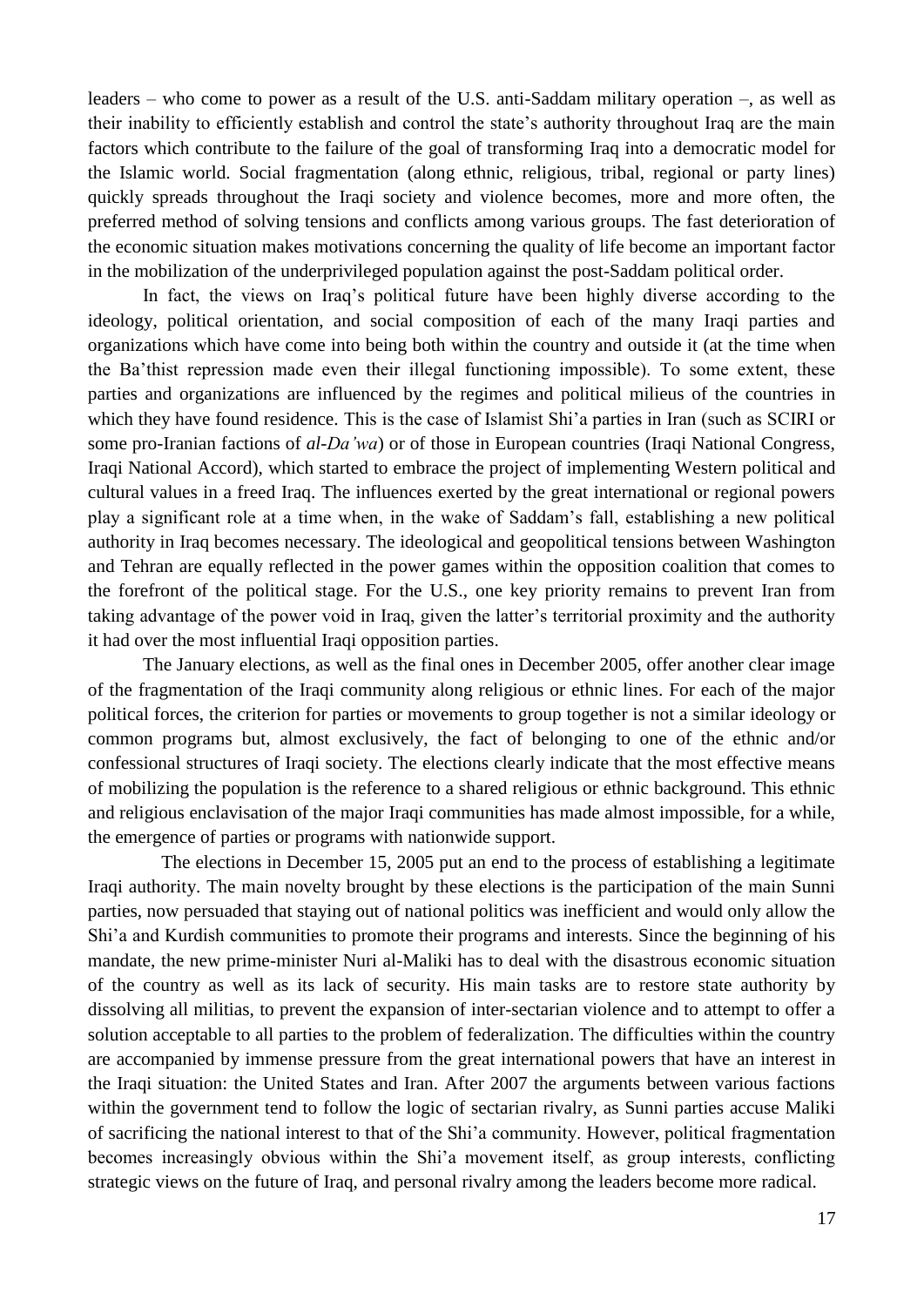leaders – who come to power as a result of the U.S. anti-Saddam military operation –, as well as their inability to efficiently establish and control the state's authority throughout Iraq are the main factors which contribute to the failure of the goal of transforming Iraq into a democratic model for the Islamic world. Social fragmentation (along ethnic, religious, tribal, regional or party lines) quickly spreads throughout the Iraqi society and violence becomes, more and more often, the preferred method of solving tensions and conflicts among various groups. The fast deterioration of the economic situation makes motivations concerning the quality of life become an important factor in the mobilization of the underprivileged population against the post-Saddam political order.

In fact, the views on Iraq's political future have been highly diverse according to the ideology, political orientation, and social composition of each of the many Iraqi parties and organizations which have come into being both within the country and outside it (at the time when the Ba'thist repression made even their illegal functioning impossible). To some extent, these parties and organizations are influenced by the regimes and political milieus of the countries in which they have found residence. This is the case of Islamist Shi'a parties in Iran (such as SCIRI or some pro-Iranian factions of *al-Da'wa*) or of those in European countries (Iraqi National Congress, Iraqi National Accord), which started to embrace the project of implementing Western political and cultural values in a freed Iraq. The influences exerted by the great international or regional powers play a significant role at a time when, in the wake of Saddam's fall, establishing a new political authority in Iraq becomes necessary. The ideological and geopolitical tensions between Washington and Tehran are equally reflected in the power games within the opposition coalition that comes to the forefront of the political stage. For the U.S., one key priority remains to prevent Iran from taking advantage of the power void in Iraq, given the latter's territorial proximity and the authority it had over the most influential Iraqi opposition parties.

The January elections, as well as the final ones in December 2005, offer another clear image of the fragmentation of the Iraqi community along religious or ethnic lines. For each of the major political forces, the criterion for parties or movements to group together is not a similar ideology or common programs but, almost exclusively, the fact of belonging to one of the ethnic and/or confessional structures of Iraqi society. The elections clearly indicate that the most effective means of mobilizing the population is the reference to a shared religious or ethnic background. This ethnic and religious enclavisation of the major Iraqi communities has made almost impossible, for a while, the emergence of parties or programs with nationwide support.

The elections in December 15, 2005 put an end to the process of establishing a legitimate Iraqi authority. The main novelty brought by these elections is the participation of the main Sunni parties, now persuaded that staying out of national politics was inefficient and would only allow the Shi'a and Kurdish communities to promote their programs and interests. Since the beginning of his mandate, the new prime-minister Nuri al-Maliki has to deal with the disastrous economic situation of the country as well as its lack of security. His main tasks are to restore state authority by dissolving all militias, to prevent the expansion of inter-sectarian violence and to attempt to offer a solution acceptable to all parties to the problem of federalization. The difficulties within the country are accompanied by immense pressure from the great international powers that have an interest in the Iraqi situation: the United States and Iran. After 2007 the arguments between various factions within the government tend to follow the logic of sectarian rivalry, as Sunni parties accuse Maliki of sacrificing the national interest to that of the Shi'a community. However, political fragmentation becomes increasingly obvious within the Shi'a movement itself, as group interests, conflicting strategic views on the future of Iraq, and personal rivalry among the leaders become more radical.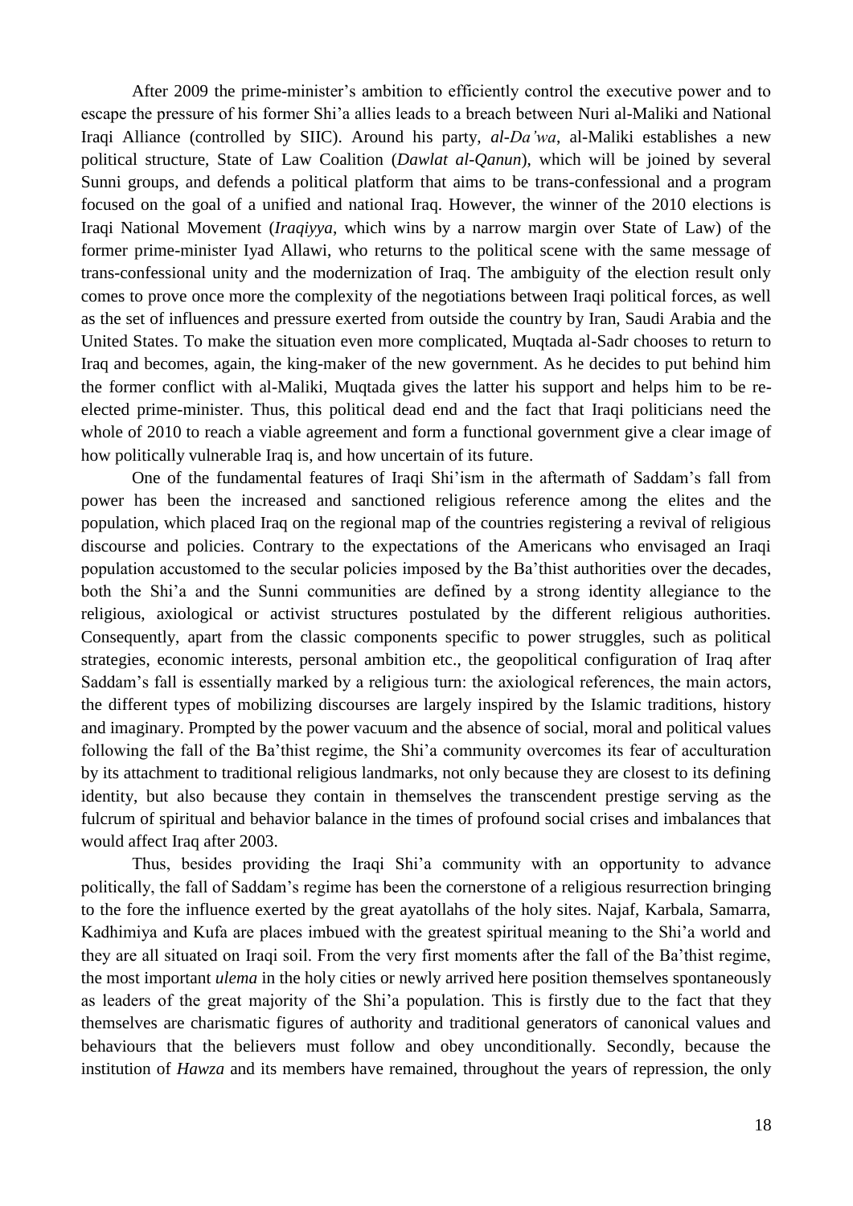After 2009 the prime-minister's ambition to efficiently control the executive power and to escape the pressure of his former Shi'a allies leads to a breach between Nuri al-Maliki and National Iraqi Alliance (controlled by SIIC). Around his party, *al-Da'wa*, al-Maliki establishes a new political structure, State of Law Coalition (*Dawlat al-Qanun*), which will be joined by several Sunni groups, and defends a political platform that aims to be trans-confessional and a program focused on the goal of a unified and national Iraq. However, the winner of the 2010 elections is Iraqi National Movement (*Iraqiyya*, which wins by a narrow margin over State of Law) of the former prime-minister Iyad Allawi, who returns to the political scene with the same message of trans-confessional unity and the modernization of Iraq. The ambiguity of the election result only comes to prove once more the complexity of the negotiations between Iraqi political forces, as well as the set of influences and pressure exerted from outside the country by Iran, Saudi Arabia and the United States. To make the situation even more complicated, Muqtada al-Sadr chooses to return to Iraq and becomes, again, the king-maker of the new government. As he decides to put behind him the former conflict with al-Maliki, Muqtada gives the latter his support and helps him to be re-elected prime-minister. Thus, this political dead end and the fact that Iraqi politicians need the whole of 2010 to reach a viable agreement and form a functional government give a clear image of how politically vulnerable Iraq is, and how uncertain of its future.

One of the fundamental features of Iraqi Shi'ism in the aftermath of Saddam's fall from power has been the increased and sanctioned religious reference among the elites and the population, which placed Iraq on the regional map of the countries registering a revival of religious discourse and policies. Contrary to the expectations of the Americans who envisaged an Iraqi population accustomed to the secular policies imposed by the Ba'thist authorities over the decades, both the Shi'a and the Sunni communities are defined by a strong identity allegiance to the religious, axiological or activist structures postulated by the different religious authorities. Consequently, apart from the classic components specific to power struggles, such as political strategies, economic interests, personal ambition etc., the geopolitical configuration of Iraq after Saddam's fall is essentially marked by a religious turn: the axiological references, the main actors, the different types of mobilizing discourses are largely inspired by the Islamic traditions, history and imaginary. Prompted by the power vacuum and the absence of social, moral and political values following the fall of the Ba'thist regime, the Shi'a community overcomes its fear of acculturation by its attachment to traditional religious landmarks, not only because they are closest to its defining identity, but also because they contain in themselves the transcendent prestige serving as the fulcrum of spiritual and behavior balance in the times of profound social crises and imbalances that would affect Iraq after 2003.

Thus, besides providing the Iraqi Shi'a community with an opportunity to advance politically, the fall of Saddam's regime has been the cornerstone of a religious resurrection bringing to the fore the influence exerted by the great ayatollahs of the holy sites. Najaf, Karbala, Samarra, Kadhimiya and Kufa are places imbued with the greatest spiritual meaning to the Shi'a world and they are all situated on Iraqi soil. From the very first moments after the fall of the Ba'thist regime, the most important *ulema* in the holy cities or newly arrived here position themselves spontaneously as leaders of the great majority of the Shi'a population. This is firstly due to the fact that they themselves are charismatic figures of authority and traditional generators of canonical values and behaviours that the believers must follow and obey unconditionally. Secondly, because the institution of *Hawza* and its members have remained, throughout the years of repression, the only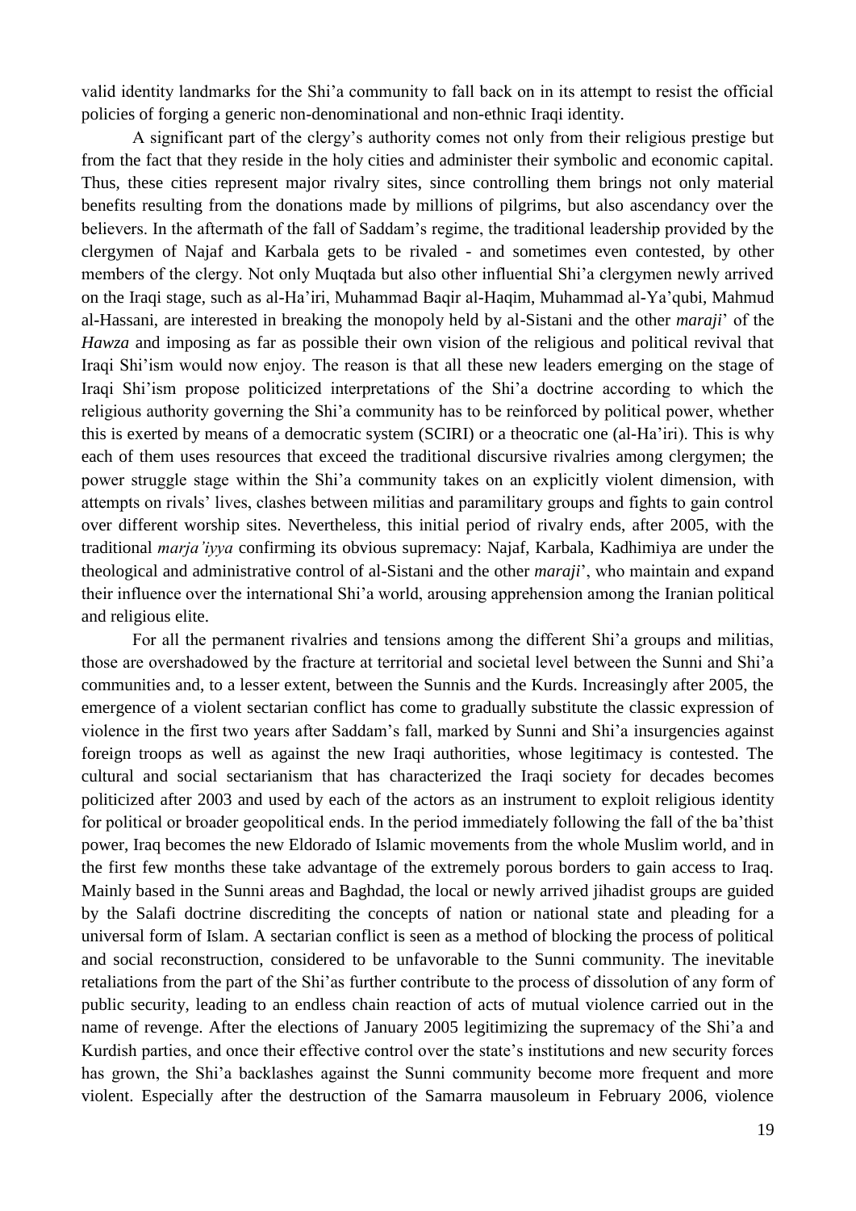valid identity landmarks for the Shi'a community to fall back on in its attempt to resist the official policies of forging a generic non-denominational and non-ethnic Iraqi identity.

A significant part of the clergy's authority comes not only from their religious prestige but from the fact that they reside in the holy cities and administer their symbolic and economic capital. Thus, these cities represent major rivalry sites, since controlling them brings not only material benefits resulting from the donations made by millions of pilgrims, but also ascendancy over the believers. In the aftermath of the fall of Saddam's regime, the traditional leadership provided by the clergymen of Najaf and Karbala gets to be rivaled - and sometimes even contested, by other members of the clergy. Not only Muqtada but also other influential Shi'a clergymen newly arrived on the Iraqi stage, such as al-Ha'iri, Muhammad Baqir al-Haqim, Muhammad al-Ya'qubi, Mahmud al-Hassani, are interested in breaking the monopoly held by al-Sistani and the other *maraji*' of the *Hawza* and imposing as far as possible their own vision of the religious and political revival that Iraqi Shi'ism would now enjoy. The reason is that all these new leaders emerging on the stage of Iraqi Shi'ism propose politicized interpretations of the Shi'a doctrine according to which the religious authority governing the Shi'a community has to be reinforced by political power, whether this is exerted by means of a democratic system (SCIRI) or a theocratic one (al-Ha'iri). This is why each of them uses resources that exceed the traditional discursive rivalries among clergymen; the power struggle stage within the Shi'a community takes on an explicitly violent dimension, with attempts on rivals' lives, clashes between militias and paramilitary groups and fights to gain control over different worship sites. Nevertheless, this initial period of rivalry ends, after 2005, with the traditional *marja'iyya* confirming its obvious supremacy: Najaf, Karbala, Kadhimiya are under the theological and administrative control of al-Sistani and the other *maraji*', who maintain and expand their influence over the international Shi'a world, arousing apprehension among the Iranian political and religious elite.

For all the permanent rivalries and tensions among the different Shi'a groups and militias, those are overshadowed by the fracture at territorial and societal level between the Sunni and Shi'a communities and, to a lesser extent, between the Sunnis and the Kurds. Increasingly after 2005, the emergence of a violent sectarian conflict has come to gradually substitute the classic expression of violence in the first two years after Saddam's fall, marked by Sunni and Shi'a insurgencies against foreign troops as well as against the new Iraqi authorities, whose legitimacy is contested. The cultural and social sectarianism that has characterized the Iraqi society for decades becomes politicized after 2003 and used by each of the actors as an instrument to exploit religious identity for political or broader geopolitical ends. In the period immediately following the fall of the ba'thist power, Iraq becomes the new Eldorado of Islamic movements from the whole Muslim world, and in the first few months these take advantage of the extremely porous borders to gain access to Iraq. Mainly based in the Sunni areas and Baghdad, the local or newly arrived jihadist groups are guided by the Salafi doctrine discrediting the concepts of nation or national state and pleading for a universal form of Islam. A sectarian conflict is seen as a method of blocking the process of political and social reconstruction, considered to be unfavorable to the Sunni community. The inevitable retaliations from the part of the Shi'as further contribute to the process of dissolution of any form of public security, leading to an endless chain reaction of acts of mutual violence carried out in the name of revenge. After the elections of January 2005 legitimizing the supremacy of the Shi'a and Kurdish parties, and once their effective control over the state's institutions and new security forces has grown, the Shi'a backlashes against the Sunni community become more frequent and more violent. Especially after the destruction of the Samarra mausoleum in February 2006, violence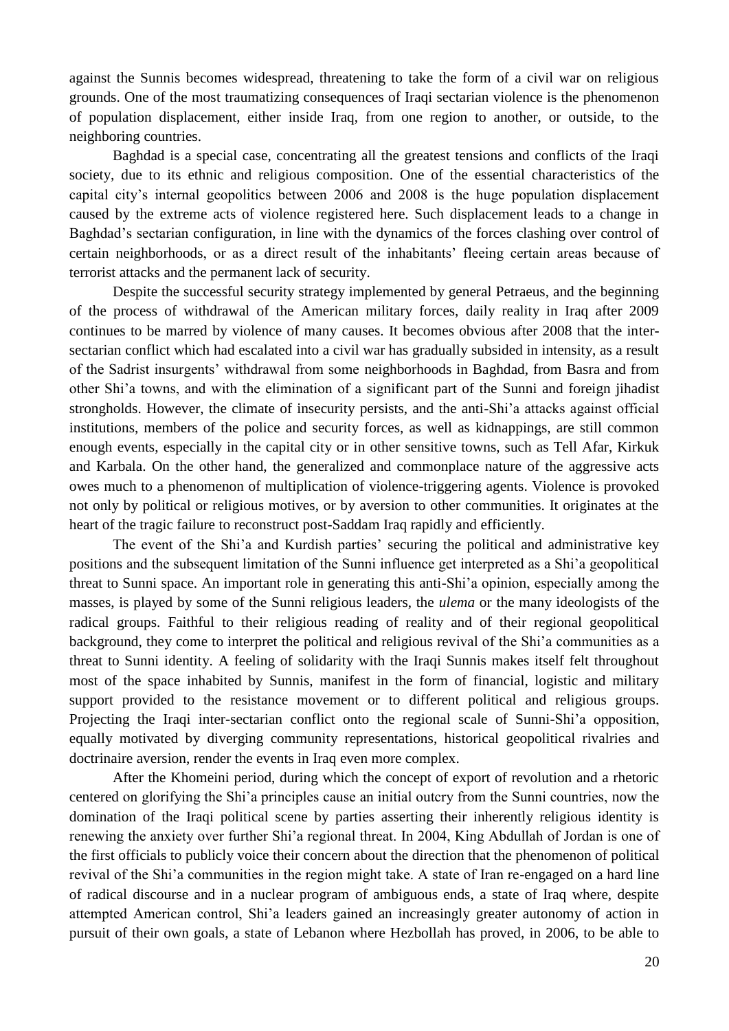against the Sunnis becomes widespread, threatening to take the form of a civil war on religious grounds. One of the most traumatizing consequences of Iraqi sectarian violence is the phenomenon of population displacement, either inside Iraq, from one region to another, or outside, to the neighboring countries.

Baghdad is a special case, concentrating all the greatest tensions and conflicts of the Iraqi society, due to its ethnic and religious composition. One of the essential characteristics of the capital city's internal geopolitics between 2006 and 2008 is the huge population displacement caused by the extreme acts of violence registered here. Such displacement leads to a change in Baghdad's sectarian configuration, in line with the dynamics of the forces clashing over control of certain neighborhoods, or as a direct result of the inhabitants' fleeing certain areas because of terrorist attacks and the permanent lack of security.

Despite the successful security strategy implemented by general Petraeus, and the beginning of the process of withdrawal of the American military forces, daily reality in Iraq after 2009 continues to be marred by violence of many causes. It becomes obvious after 2008 that the inter-sectarian conflict which had escalated into a civil war has gradually subsided in intensity, as a result of the Sadrist insurgents' withdrawal from some neighborhoods in Baghdad, from Basra and from other Shi'a towns, and with the elimination of a significant part of the Sunni and foreign jihadist strongholds. However, the climate of insecurity persists, and the anti-Shi'a attacks against official institutions, members of the police and security forces, as well as kidnappings, are still common enough events, especially in the capital city or in other sensitive towns, such as Tell Afar, Kirkuk and Karbala. On the other hand, the generalized and commonplace nature of the aggressive acts owes much to a phenomenon of multiplication of violence-triggering agents. Violence is provoked not only by political or religious motives, or by aversion to other communities. It originates at the heart of the tragic failure to reconstruct post-Saddam Iraq rapidly and efficiently.

The event of the Shi'a and Kurdish parties' securing the political and administrative key positions and the subsequent limitation of the Sunni influence get interpreted as a Shi'a geopolitical threat to Sunni space. An important role in generating this anti-Shi'a opinion, especially among the masses, is played by some of the Sunni religious leaders, the *ulema* or the many ideologists of the radical groups. Faithful to their religious reading of reality and of their regional geopolitical background, they come to interpret the political and religious revival of the Shi'a communities as a threat to Sunni identity. A feeling of solidarity with the Iraqi Sunnis makes itself felt throughout most of the space inhabited by Sunnis, manifest in the form of financial, logistic and military support provided to the resistance movement or to different political and religious groups. Projecting the Iraqi inter-sectarian conflict onto the regional scale of Sunni-Shi'a opposition, equally motivated by diverging community representations, historical geopolitical rivalries and doctrinaire aversion, render the events in Iraq even more complex.

After the Khomeini period, during which the concept of export of revolution and a rhetoric centered on glorifying the Shi'a principles cause an initial outcry from the Sunni countries, now the domination of the Iraqi political scene by parties asserting their inherently religious identity is renewing the anxiety over further Shi'a regional threat. In 2004, King Abdullah of Jordan is one of the first officials to publicly voice their concern about the direction that the phenomenon of political revival of the Shi'a communities in the region might take. A state of Iran re-engaged on a hard line of radical discourse and in a nuclear program of ambiguous ends, a state of Iraq where, despite attempted American control, Shi'a leaders gained an increasingly greater autonomy of action in pursuit of their own goals, a state of Lebanon where Hezbollah has proved, in 2006, to be able to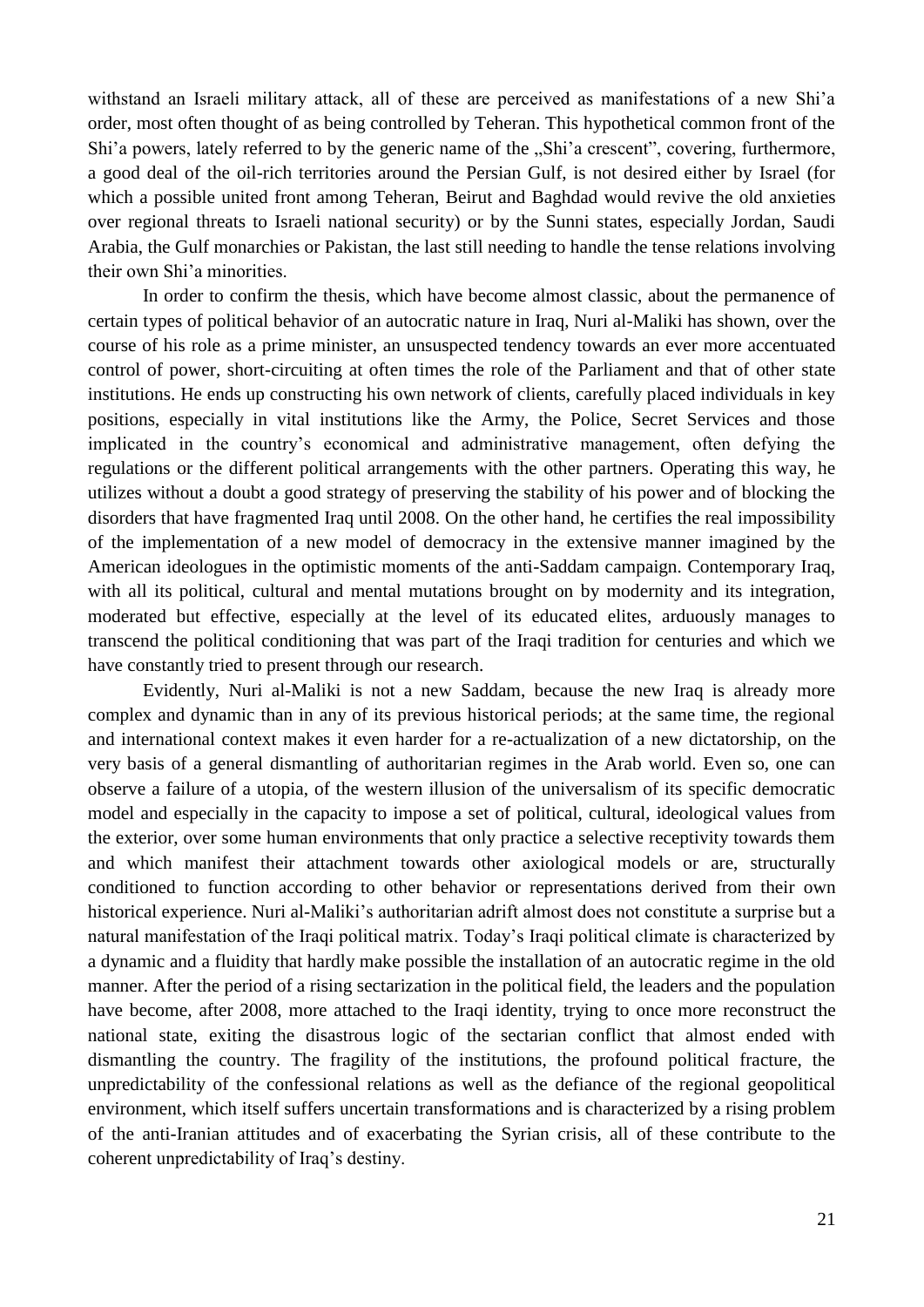withstand an Israeli military attack, all of these are perceived as manifestations of a new Shi'a order, most often thought of as being controlled by Teheran. This hypothetical common front of the Shi'a powers, lately referred to by the generic name of the „Shi'a crescent", covering, furthermore, a good deal of the oil-rich territories around the Persian Gulf, is not desired either by Israel (for which a possible united front among Teheran, Beirut and Baghdad would revive the old anxieties over regional threats to Israeli national security) or by the Sunni states, especially Jordan, Saudi Arabia, the Gulf monarchies or Pakistan, the last still needing to handle the tense relations involving their own Shi'a minorities.

In order to confirm the thesis, which have become almost classic, about the permanence of certain types of political behavior of an autocratic nature in Iraq, Nuri al-Maliki has shown, over the course of his role as a prime minister, an unsuspected tendency towards an ever more accentuated control of power, short-circuiting at often times the role of the Parliament and that of other state institutions. He ends up constructing his own network of clients, carefully placed individuals in key positions, especially in vital institutions like the Army, the Police, Secret Services and those implicated in the country's economical and administrative management, often defying the regulations or the different political arrangements with the other partners. Operating this way, he utilizes without a doubt a good strategy of preserving the stability of his power and of blocking the disorders that have fragmented Iraq until 2008. On the other hand, he certifies the real impossibility of the implementation of a new model of democracy in the extensive manner imagined by the American ideologues in the optimistic moments of the anti-Saddam campaign. Contemporary Iraq, with all its political, cultural and mental mutations brought on by modernity and its integration, moderated but effective, especially at the level of its educated elites, arduously manages to transcend the political conditioning that was part of the Iraqi tradition for centuries and which we have constantly tried to present through our research.

Evidently, Nuri al-Maliki is not a new Saddam, because the new Iraq is already more complex and dynamic than in any of its previous historical periods; at the same time, the regional and international context makes it even harder for a re-actualization of a new dictatorship, on the very basis of a general dismantling of authoritarian regimes in the Arab world. Even so, one can observe a failure of a utopia, of the western illusion of the universalism of its specific democratic model and especially in the capacity to impose a set of political, cultural, ideological values from the exterior, over some human environments that only practice a selective receptivity towards them and which manifest their attachment towards other axiological models or are, structurally conditioned to function according to other behavior or representations derived from their own historical experience. Nuri al-Maliki's authoritarian adrift almost does not constitute a surprise but a natural manifestation of the Iraqi political matrix. Today's Iraqi political climate is characterized by a dynamic and a fluidity that hardly make possible the installation of an autocratic regime in the old manner. After the period of a rising sectarization in the political field, the leaders and the population have become, after 2008, more attached to the Iraqi identity, trying to once more reconstruct the national state, exiting the disastrous logic of the sectarian conflict that almost ended with dismantling the country. The fragility of the institutions, the profound political fracture, the unpredictability of the confessional relations as well as the defiance of the regional geopolitical environment, which itself suffers uncertain transformations and is characterized by a rising problem of the anti-Iranian attitudes and of exacerbating the Syrian crisis, all of these contribute to the coherent unpredictability of Iraq's destiny.